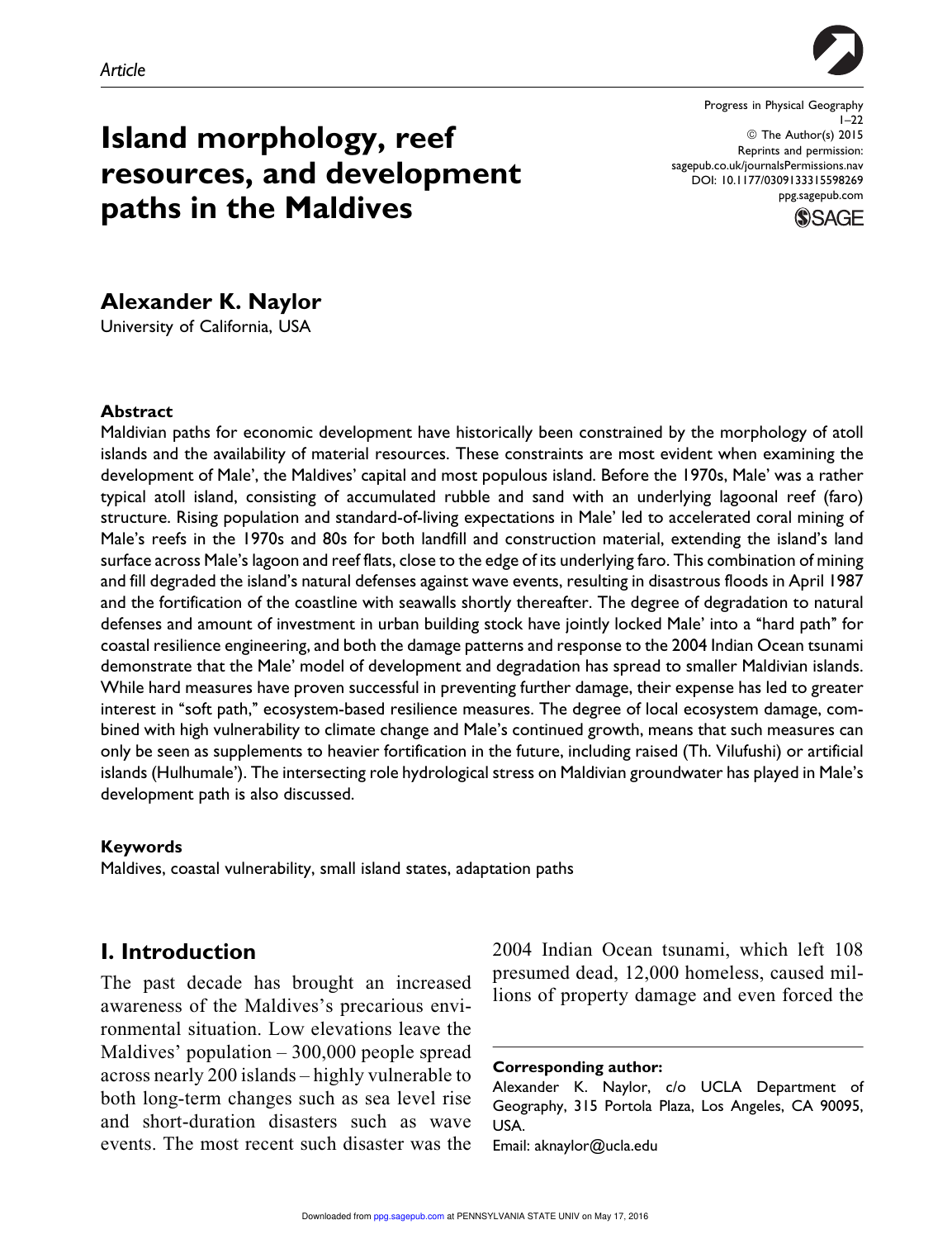Article

# Island morphology, reef resources, and development paths in the Maldives

Progress in Physical Geography
1–22
© The Author(s) 2015
Reprints and permission:
sagepub.co.uk/journalsPermissions.nav
DOI: 10.1177/0309133315598269
ppg.sagepub.com

**Alexander K. Naylor**
University of California, USA

## Abstract

Maldivian paths for economic development have historically been constrained by the morphology of atoll islands and the availability of material resources. These constraints are most evident when examining the development of Male', the Maldives' capital and most populous island. Before the 1970s, Male' was a rather typical atoll island, consisting of accumulated rubble and sand with an underlying lagoonal reef (faro) structure. Rising population and standard-of-living expectations in Male' led to accelerated coral mining of Male's reefs in the 1970s and 80s for both landfill and construction material, extending the island's land surface across Male's lagoon and reef flats, close to the edge of its underlying faro. This combination of mining and fill degraded the island's natural defenses against wave events, resulting in disastrous floods in April 1987 and the fortification of the coastline with seawalls shortly thereafter. The degree of degradation to natural defenses and amount of investment in urban building stock have jointly locked Male' into a "hard path" for coastal resilience engineering, and both the damage patterns and response to the 2004 Indian Ocean tsunami demonstrate that the Male' model of development and degradation has spread to smaller Maldivian islands. While hard measures have proven successful in preventing further damage, their expense has led to greater interest in "soft path," ecosystem-based resilience measures. The degree of local ecosystem damage, combined with high vulnerability to climate change and Male's continued growth, means that such measures can only be seen as supplements to heavier fortification in the future, including raised (Th. Vilufushi) or artificial islands (Hulhumale'). The intersecting role hydrological stress on Maldivian groundwater has played in Male's development path is also discussed.

### Keywords

Maldives, coastal vulnerability, small island states, adaptation paths

## I. Introduction

The past decade has brought an increased awareness of the Maldives's precarious environmental situation. Low elevations leave the Maldives' population – 300,000 people spread across nearly 200 islands – highly vulnerable to both long-term changes such as sea level rise and short-duration disasters such as wave events. The most recent such disaster was the 2004 Indian Ocean tsunami, which left 108 presumed dead, 12,000 homeless, caused millions of property damage and even forced the

**Corresponding author:**
Alexander K. Naylor, c/o UCLA Department of Geography, 315 Portola Plaza, Los Angeles, CA 90095, USA.
Email: aknaylor@ucla.edu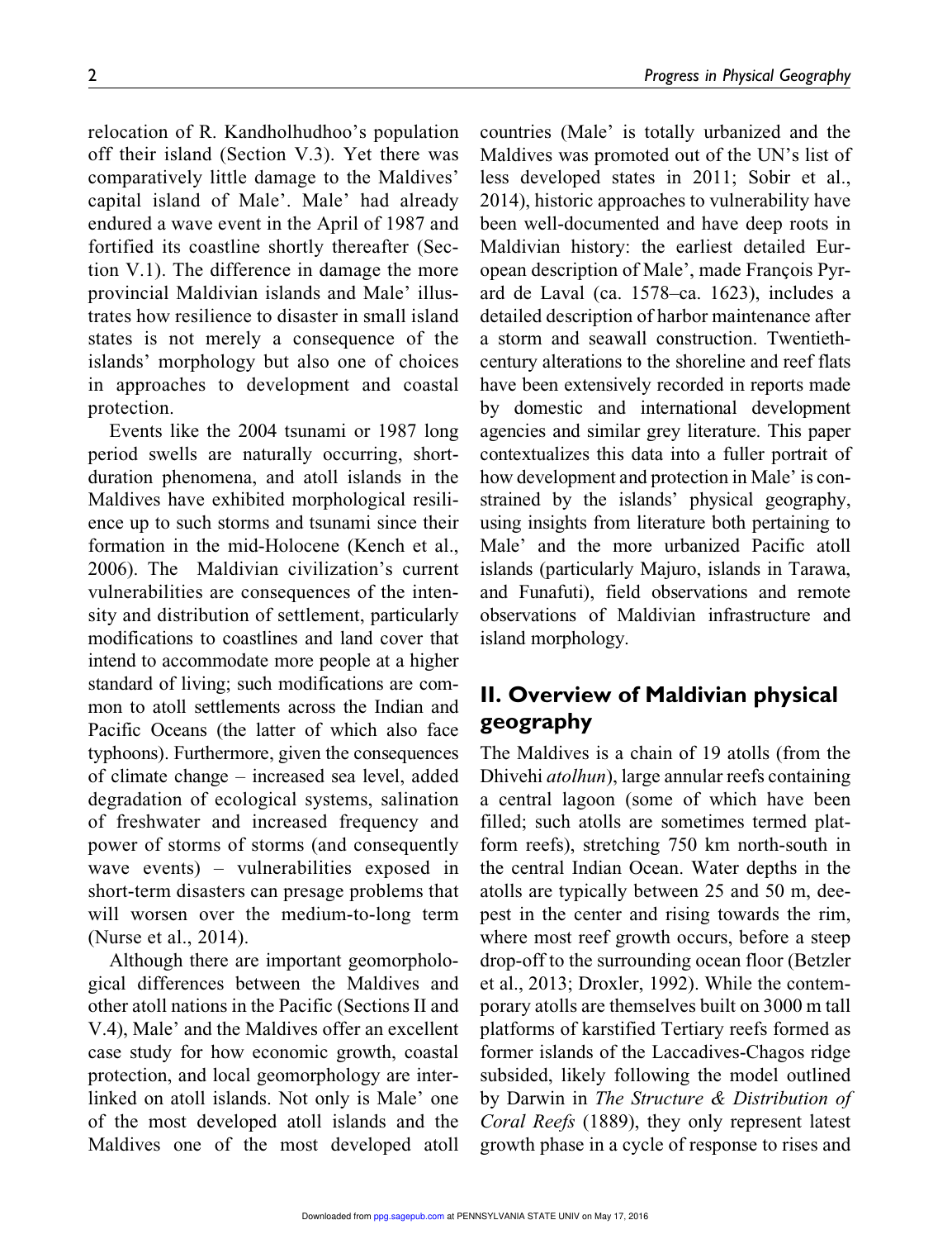relocation of R. Kandholhudhoo's population off their island (Section V.3). Yet there was comparatively little damage to the Maldives' capital island of Male'. Male' had already endured a wave event in the April of 1987 and fortified its coastline shortly thereafter (Section V.1). The difference in damage the more provincial Maldivian islands and Male' illustrates how resilience to disaster in small island states is not merely a consequence of the islands' morphology but also one of choices in approaches to development and coastal protection.

Events like the 2004 tsunami or 1987 long period swells are naturally occurring, short-duration phenomena, and atoll islands in the Maldives have exhibited morphological resilience up to such storms and tsunami since their formation in the mid-Holocene (Kench et al., 2006). The Maldivian civilization's current vulnerabilities are consequences of the intensity and distribution of settlement, particularly modifications to coastlines and land cover that intend to accommodate more people at a higher standard of living; such modifications are common to atoll settlements across the Indian and Pacific Oceans (the latter of which also face typhoons). Furthermore, given the consequences of climate change – increased sea level, added degradation of ecological systems, salination of freshwater and increased frequency and power of storms of storms (and consequently wave events) – vulnerabilities exposed in short-term disasters can presage problems that will worsen over the medium-to-long term (Nurse et al., 2014).

Although there are important geomorphological differences between the Maldives and other atoll nations in the Pacific (Sections II and V.4), Male' and the Maldives offer an excellent case study for how economic growth, coastal protection, and local geomorphology are interlinked on atoll islands. Not only is Male' one of the most developed atoll islands and the Maldives one of the most developed atoll countries (Male' is totally urbanized and the Maldives was promoted out of the UN's list of less developed states in 2011; Sobir et al., 2014), historic approaches to vulnerability have been well-documented and have deep roots in Maldivian history: the earliest detailed European description of Male', made François Pyrard de Laval (ca. 1578–ca. 1623), includes a detailed description of harbor maintenance after a storm and seawall construction. Twentieth-century alterations to the shoreline and reef flats have been extensively recorded in reports made by domestic and international development agencies and similar grey literature. This paper contextualizes this data into a fuller portrait of how development and protection in Male' is constrained by the islands' physical geography, using insights from literature both pertaining to Male' and the more urbanized Pacific atoll islands (particularly Majuro, islands in Tarawa, and Funafuti), field observations and remote observations of Maldivian infrastructure and island morphology.

## II. Overview of Maldivian physical geography

The Maldives is a chain of 19 atolls (from the Dhivehi *atolhun*), large annular reefs containing a central lagoon (some of which have been filled; such atolls are sometimes termed platform reefs), stretching 750 km north-south in the central Indian Ocean. Water depths in the atolls are typically between 25 and 50 m, deepest in the center and rising towards the rim, where most reef growth occurs, before a steep drop-off to the surrounding ocean floor (Betzler et al., 2013; Droxler, 1992). While the contemporary atolls are themselves built on 3000 m tall platforms of karstified Tertiary reefs formed as former islands of the Laccadives-Chagos ridge subsided, likely following the model outlined by Darwin in *The Structure & Distribution of Coral Reefs* (1889), they only represent latest growth phase in a cycle of response to rises and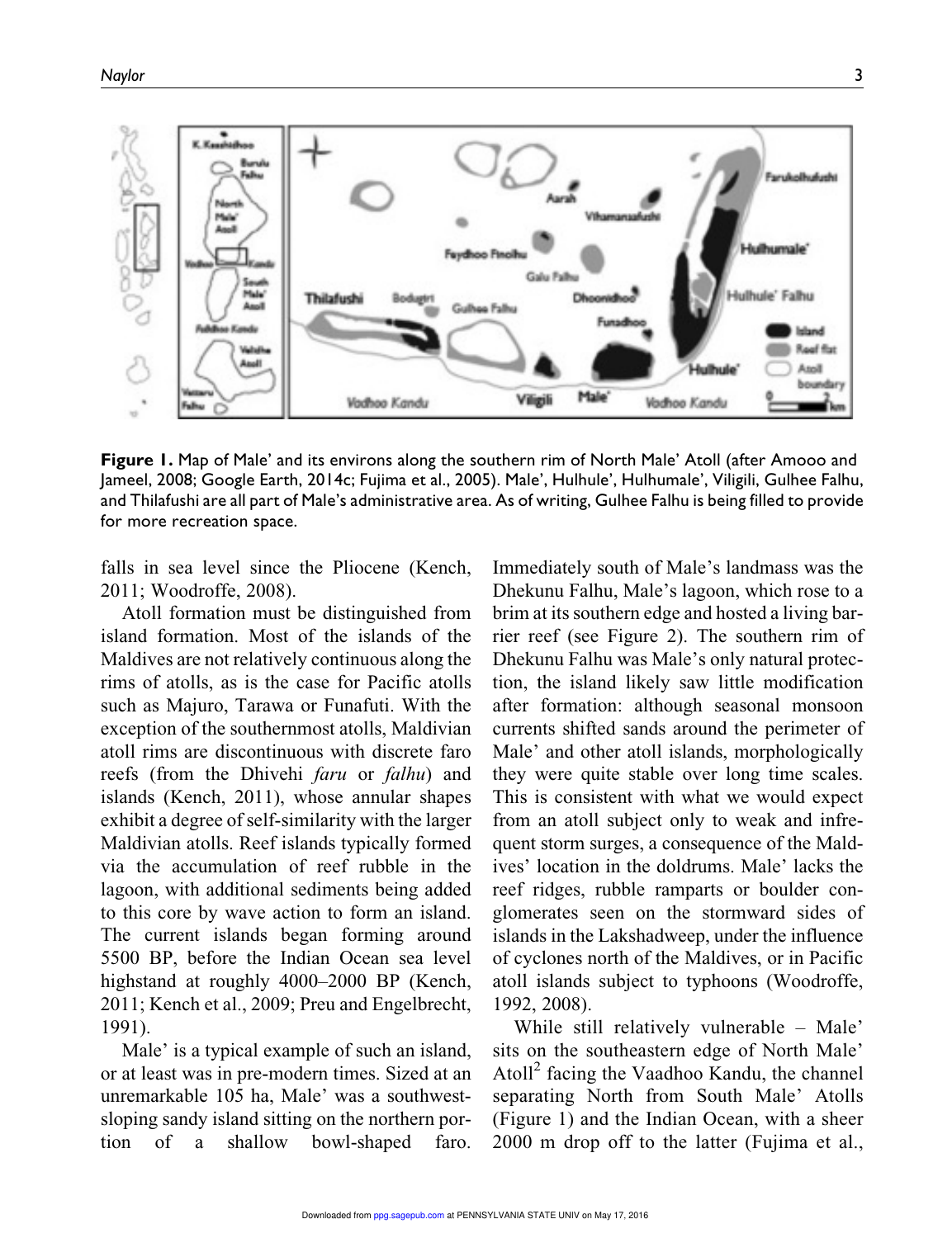**Figure 1.** Map of Male' and its environs along the southern rim of North Male' Atoll (after Amooo and Jameel, 2008; Google Earth, 2014c; Fujima et al., 2005). Male', Hulhule', Hulhumale', Viligili, Gulhee Falhu, and Thilafushi are all part of Male's administrative area. As of writing, Gulhee Falhu is being filled to provide for more recreation space.

falls in sea level since the Pliocene (Kench, 2011; Woodroffe, 2008).

Atoll formation must be distinguished from island formation. Most of the islands of the Maldives are not relatively continuous along the rims of atolls, as is the case for Pacific atolls such as Majuro, Tarawa or Funafuti. With the exception of the southernmost atolls, Maldivian atoll rims are discontinuous with discrete faro reefs (from the Dhivehi *faru* or *falhu*) and islands (Kench, 2011), whose annular shapes exhibit a degree of self-similarity with the larger Maldivian atolls. Reef islands typically formed via the accumulation of reef rubble in the lagoon, with additional sediments being added to this core by wave action to form an island. The current islands began forming around 5500 BP, before the Indian Ocean sea level highstand at roughly 4000–2000 BP (Kench, 2011; Kench et al., 2009; Preu and Engelbrecht, 1991).

Male' is a typical example of such an island, or at least was in pre-modern times. Sized at an unremarkable 105 ha, Male' was a southwest-sloping sandy island sitting on the northern portion of a shallow bowl-shaped faro. Immediately south of Male's landmass was the Dhekunu Falhu, Male's lagoon, which rose to a brim at its southern edge and hosted a living barrier reef (see Figure 2). The southern rim of Dhekunu Falhu was Male's only natural protection, the island likely saw little modification after formation: although seasonal monsoon currents shifted sands around the perimeter of Male' and other atoll islands, morphologically they were quite stable over long time scales. This is consistent with what we would expect from an atoll subject only to weak and infrequent storm surges, a consequence of the Maldives' location in the doldrums. Male' lacks the reef ridges, rubble ramparts or boulder conglomerates seen on the stormward sides of islands in the Lakshadweep, under the influence of cyclones north of the Maldives, or in Pacific atoll islands subject to typhoons (Woodroffe, 1992, 2008).

While still relatively vulnerable – Male' sits on the southeastern edge of North Male' Atoll[2] facing the Vaadhoo Kandu, the channel separating North from South Male' Atolls (Figure 1) and the Indian Ocean, with a sheer 2000 m drop off to the latter (Fujima et al.,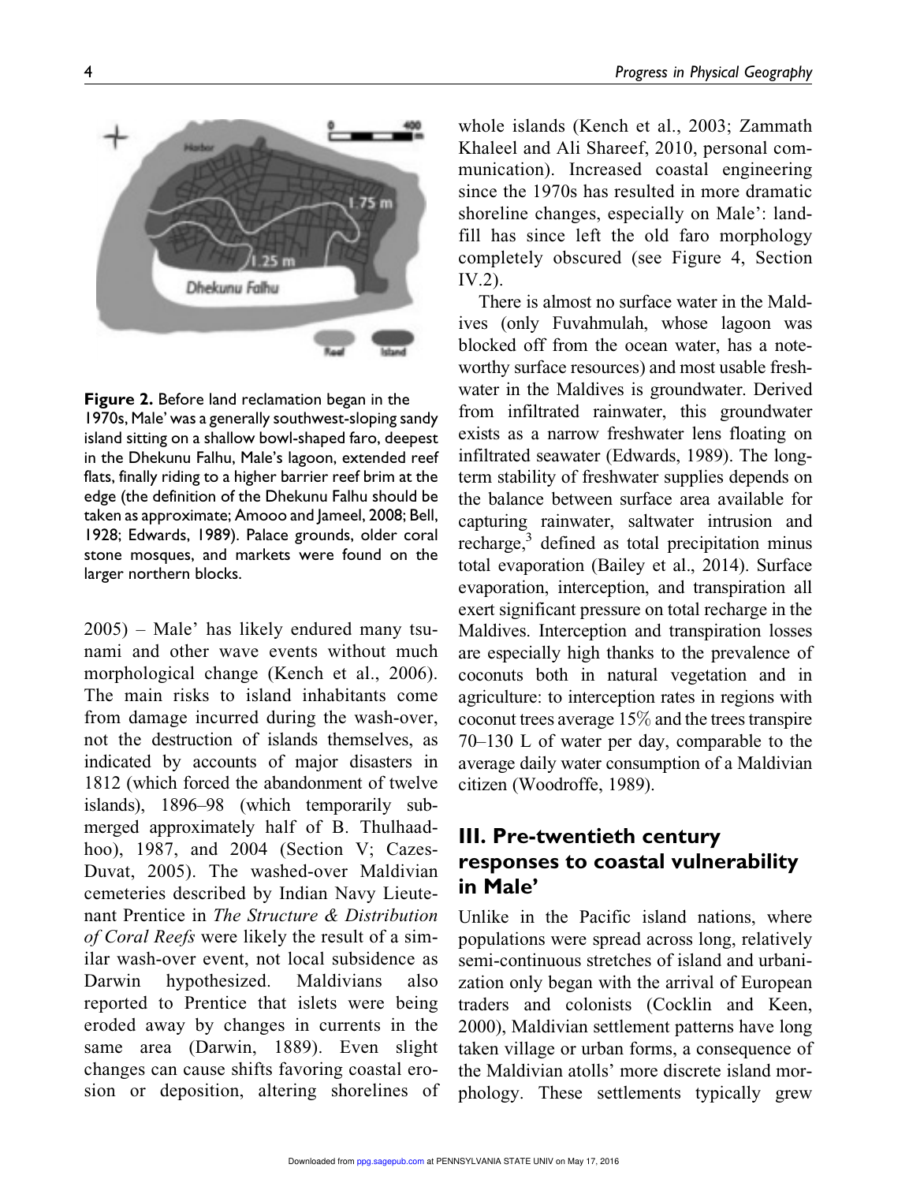**Figure 2.** Before land reclamation began in the 1970s, Male' was a generally southwest-sloping sandy island sitting on a shallow bowl-shaped faro, deepest in the Dhekunu Falhu, Male's lagoon, extended reef flats, finally riding to a higher barrier reef brim at the edge (the definition of the Dhekunu Falhu should be taken as approximate; Amooo and Jameel, 2008; Bell, 1928; Edwards, 1989). Palace grounds, older coral stone mosques, and markets were found on the larger northern blocks.

2005) – Male' has likely endured many tsunami and other wave events without much morphological change (Kench et al., 2006). The main risks to island inhabitants come from damage incurred during the wash-over, not the destruction of islands themselves, as indicated by accounts of major disasters in 1812 (which forced the abandonment of twelve islands), 1896–98 (which temporarily submerged approximately half of B. Thulhaadhoo), 1987, and 2004 (Section V; Cazes-Duvat, 2005). The washed-over Maldivian cemeteries described by Indian Navy Lieutenant Prentice in *The Structure & Distribution of Coral Reefs* were likely the result of a similar wash-over event, not local subsidence as Darwin hypothesized. Maldivians also reported to Prentice that islets were being eroded away by changes in currents in the same area (Darwin, 1889). Even slight changes can cause shifts favoring coastal erosion or deposition, altering shorelines of whole islands (Kench et al., 2003; Zammath Khaleel and Ali Shareef, 2010, personal communication). Increased coastal engineering since the 1970s has resulted in more dramatic shoreline changes, especially on Male': landfill has since left the old faro morphology completely obscured (see Figure 4, Section IV.2).

There is almost no surface water in the Maldives (only Fuvahmulah, whose lagoon was blocked off from the ocean water, has a noteworthy surface resources) and most usable freshwater in the Maldives is groundwater. Derived from infiltrated rainwater, this groundwater exists as a narrow freshwater lens floating on infiltrated seawater (Edwards, 1989). The long-term stability of freshwater supplies depends on the balance between surface area available for capturing rainwater, saltwater intrusion and recharge,[3] defined as total precipitation minus total evaporation (Bailey et al., 2014). Surface evaporation, interception, and transpiration all exert significant pressure on total recharge in the Maldives. Interception and transpiration losses are especially high thanks to the prevalence of coconuts both in natural vegetation and in agriculture: to interception rates in regions with coconut trees average 15% and the trees transpire 70–130 L of water per day, comparable to the average daily water consumption of a Maldivian citizen (Woodroffe, 1989).

## III. Pre-twentieth century responses to coastal vulnerability in Male'

Unlike in the Pacific island nations, where populations were spread across long, relatively semi-continuous stretches of island and urbanization only began with the arrival of European traders and colonists (Cocklin and Keen, 2000), Maldivian settlement patterns have long taken village or urban forms, a consequence of the Maldivian atolls' more discrete island morphology. These settlements typically grew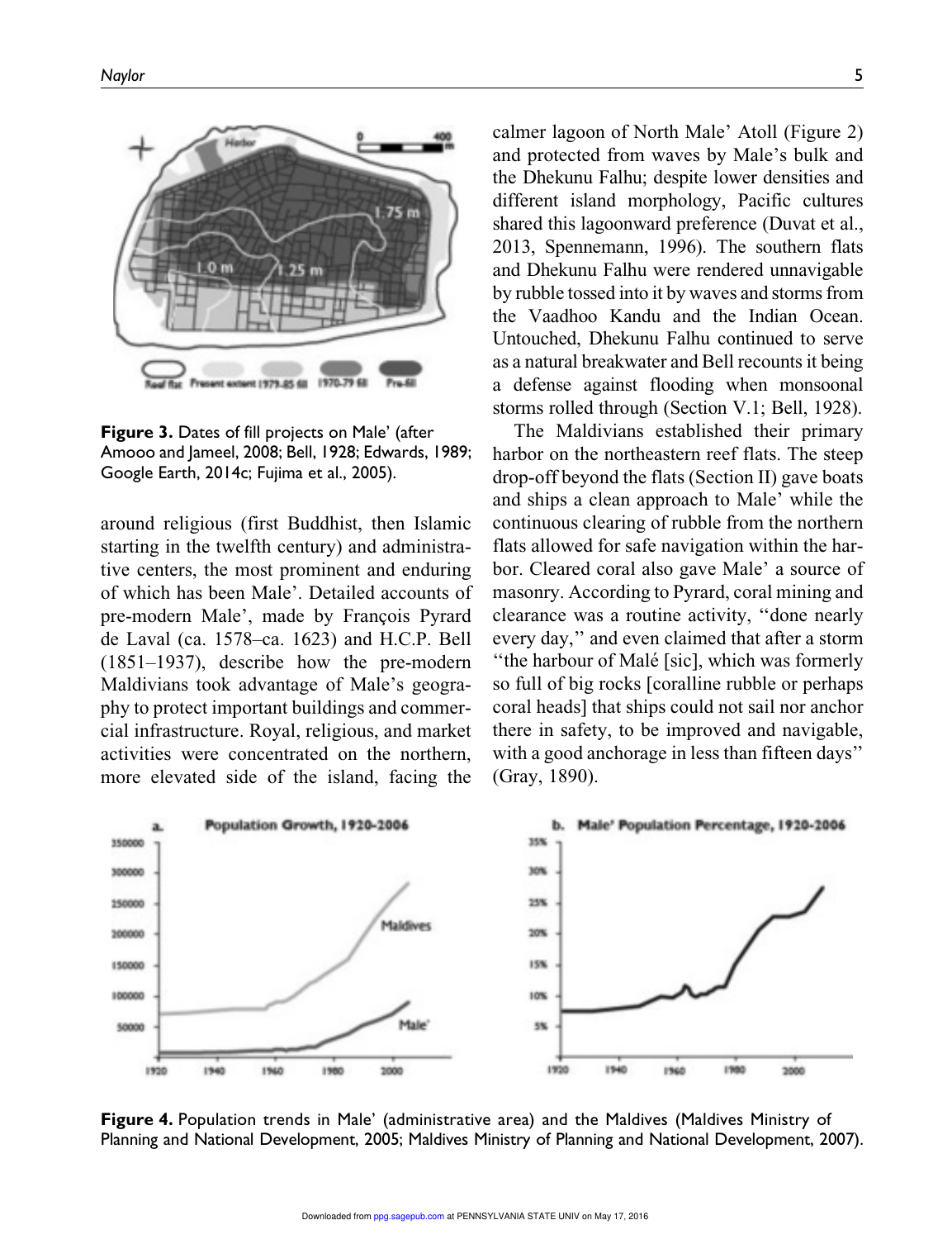Figure 3. Dates of fill projects on Male' (after Amooo and Jameel, 2008; Bell, 1928; Edwards, 1989; Google Earth, 2014c; Fujima et al., 2005).

around religious (first Buddhist, then Islamic starting in the twelfth century) and administrative centers, the most prominent and enduring of which has been Male'. Detailed accounts of pre-modern Male', made by François Pyrard de Laval (ca. 1578–ca. 1623) and H.C.P. Bell (1851–1937), describe how the pre-modern Maldivians took advantage of Male's geography to protect important buildings and commercial infrastructure. Royal, religious, and market activities were concentrated on the northern, more elevated side of the island, facing the calmer lagoon of North Male' Atoll (Figure 2) and protected from waves by Male's bulk and the Dhekunu Falhu; despite lower densities and different island morphology, Pacific cultures shared this lagoonward preference (Duvat et al., 2013, Spennemann, 1996). The southern flats and Dhekunu Falhu were rendered unnavigable by rubble tossed into it by waves and storms from the Vaadhoo Kandu and the Indian Ocean. Untouched, Dhekunu Falhu continued to serve as a natural breakwater and Bell recounts it being a defense against flooding when monsoonal storms rolled through (Section V.1; Bell, 1928).

The Maldivians established their primary harbor on the northeastern reef flats. The steep drop-off beyond the flats (Section II) gave boats and ships a clean approach to Male' while the continuous clearing of rubble from the northern flats allowed for safe navigation within the harbor. Cleared coral also gave Male' a source of masonry. According to Pyrard, coral mining and clearance was a routine activity, "done nearly every day," and even claimed that after a storm "the harbour of Malé [sic], which was formerly so full of big rocks [coralline rubble or perhaps coral heads] that ships could not sail nor anchor there in safety, to be improved and navigable, with a good anchorage in less than fifteen days" (Gray, 1890).

Figure 4. Population trends in Male' (administrative area) and the Maldives (Maldives Ministry of Planning and National Development, 2005; Maldives Ministry of Planning and National Development, 2007).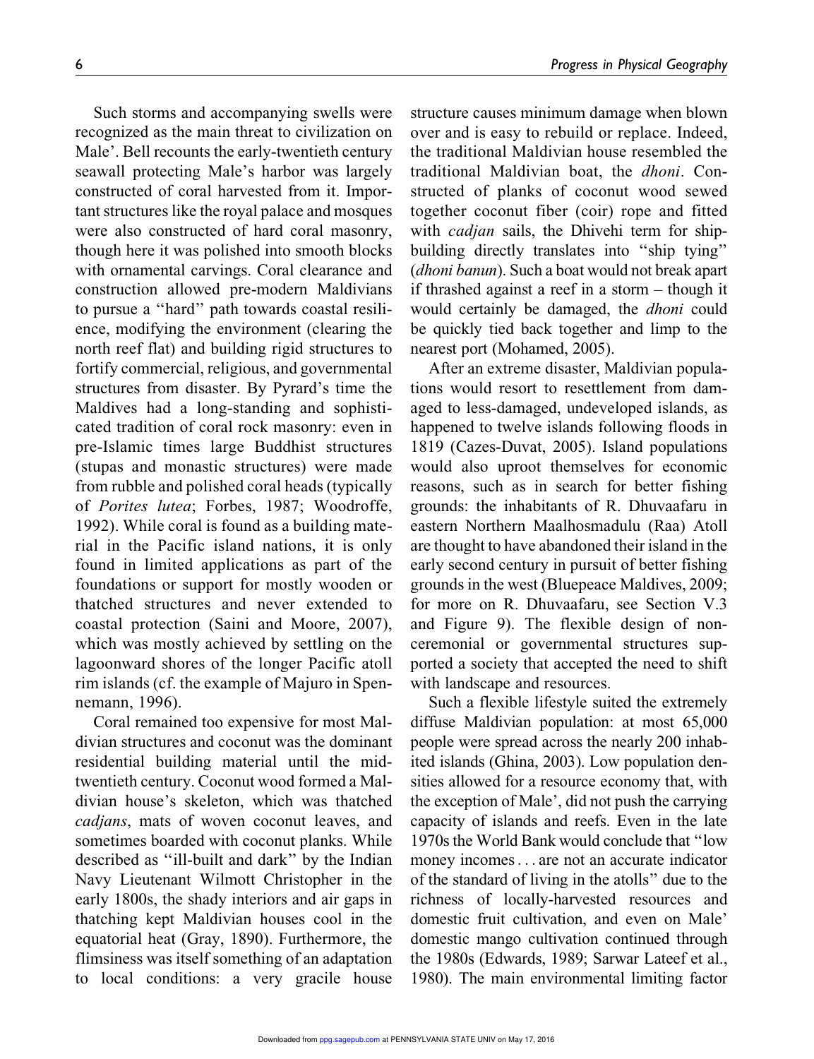Such storms and accompanying swells were recognized as the main threat to civilization on Male'. Bell recounts the early-twentieth century seawall protecting Male's harbor was largely constructed of coral harvested from it. Important structures like the royal palace and mosques were also constructed of hard coral masonry, though here it was polished into smooth blocks with ornamental carvings. Coral clearance and construction allowed pre-modern Maldivians to pursue a "hard" path towards coastal resilience, modifying the environment (clearing the north reef flat) and building rigid structures to fortify commercial, religious, and governmental structures from disaster. By Pyrard's time the Maldives had a long-standing and sophisticated tradition of coral rock masonry: even in pre-Islamic times large Buddhist structures (stupas and monastic structures) were made from rubble and polished coral heads (typically of *Porites lutea*; Forbes, 1987; Woodroffe, 1992). While coral is found as a building material in the Pacific island nations, it is only found in limited applications as part of the foundations or support for mostly wooden or thatched structures and never extended to coastal protection (Saini and Moore, 2007), which was mostly achieved by settling on the lagoonward shores of the longer Pacific atoll rim islands (cf. the example of Majuro in Spennemann, 1996).

Coral remained too expensive for most Maldivian structures and coconut was the dominant residential building material until the mid-twentieth century. Coconut wood formed a Maldivian house's skeleton, which was thatched *cadjans*, mats of woven coconut leaves, and sometimes boarded with coconut planks. While described as "ill-built and dark" by the Indian Navy Lieutenant Wilmott Christopher in the early 1800s, the shady interiors and air gaps in thatching kept Maldivian houses cool in the equatorial heat (Gray, 1890). Furthermore, the flimsiness was itself something of an adaptation to local conditions: a very gracile house structure causes minimum damage when blown over and is easy to rebuild or replace. Indeed, the traditional Maldivian house resembled the traditional Maldivian boat, the *dhoni*. Constructed of planks of coconut wood sewed together coconut fiber (coir) rope and fitted with *cadjan* sails, the Dhivehi term for shipbuilding directly translates into "ship tying" (*dhoni banun*). Such a boat would not break apart if thrashed against a reef in a storm – though it would certainly be damaged, the *dhoni* could be quickly tied back together and limp to the nearest port (Mohamed, 2005).

After an extreme disaster, Maldivian populations would resort to resettlement from damaged to less-damaged, undeveloped islands, as happened to twelve islands following floods in 1819 (Cazes-Duvat, 2005). Island populations would also uproot themselves for economic reasons, such as in search for better fishing grounds: the inhabitants of R. Dhuvaafaru in eastern Northern Maalhosmadulu (Raa) Atoll are thought to have abandoned their island in the early second century in pursuit of better fishing grounds in the west (Bluepeace Maldives, 2009; for more on R. Dhuvaafaru, see Section V.3 and Figure 9). The flexible design of non-ceremonial or governmental structures supported a society that accepted the need to shift with landscape and resources.

Such a flexible lifestyle suited the extremely diffuse Maldivian population: at most 65,000 people were spread across the nearly 200 inhabited islands (Ghina, 2003). Low population densities allowed for a resource economy that, with the exception of Male', did not push the carrying capacity of islands and reefs. Even in the late 1970s the World Bank would conclude that "low money incomes ... are not an accurate indicator of the standard of living in the atolls" due to the richness of locally-harvested resources and domestic fruit cultivation, and even on Male' domestic mango cultivation continued through the 1980s (Edwards, 1989; Sarwar Lateef et al., 1980). The main environmental limiting factor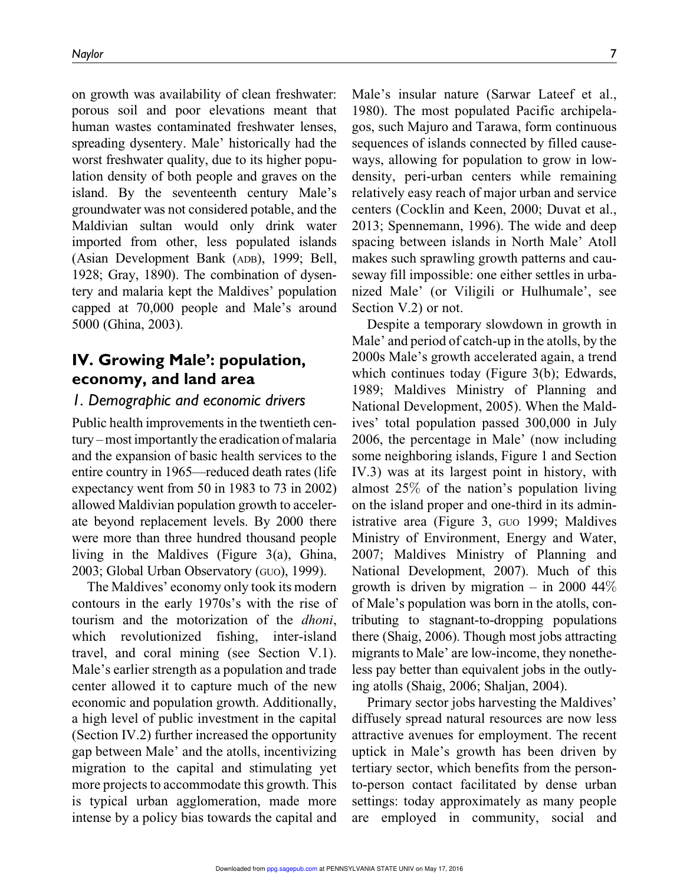on growth was availability of clean freshwater: porous soil and poor elevations meant that human wastes contaminated freshwater lenses, spreading dysentery. Male' historically had the worst freshwater quality, due to its higher population density of both people and graves on the island. By the seventeenth century Male's groundwater was not considered potable, and the Maldivian sultan would only drink water imported from other, less populated islands (Asian Development Bank (ADB), 1999; Bell, 1928; Gray, 1890). The combination of dysentery and malaria kept the Maldives' population capped at 70,000 people and Male's around 5000 (Ghina, 2003).

## IV. Growing Male': population, economy, and land area

### 1. Demographic and economic drivers

Public health improvements in the twentieth century – most importantly the eradication of malaria and the expansion of basic health services to the entire country in 1965—reduced death rates (life expectancy went from 50 in 1983 to 73 in 2002) allowed Maldivian population growth to accelerate beyond replacement levels. By 2000 there were more than three hundred thousand people living in the Maldives (Figure 3(a), Ghina, 2003; Global Urban Observatory (GUO), 1999).

The Maldives' economy only took its modern contours in the early 1970s's with the rise of tourism and the motorization of the *dhoni*, which revolutionized fishing, inter-island travel, and coral mining (see Section V.1). Male's earlier strength as a population and trade center allowed it to capture much of the new economic and population growth. Additionally, a high level of public investment in the capital (Section IV.2) further increased the opportunity gap between Male' and the atolls, incentivizing migration to the capital and stimulating yet more projects to accommodate this growth. This is typical urban agglomeration, made more intense by a policy bias towards the capital and Male's insular nature (Sarwar Lateef et al., 1980). The most populated Pacific archipelagos, such Majuro and Tarawa, form continuous sequences of islands connected by filled causeways, allowing for population to grow in low-density, peri-urban centers while remaining relatively easy reach of major urban and service centers (Cocklin and Keen, 2000; Duvat et al., 2013; Spennemann, 1996). The wide and deep spacing between islands in North Male' Atoll makes such sprawling growth patterns and causeway fill impossible: one either settles in urbanized Male' (or Viligili or Hulhumale', see Section V.2) or not.

Despite a temporary slowdown in growth in Male' and period of catch-up in the atolls, by the 2000s Male's growth accelerated again, a trend which continues today (Figure 3(b); Edwards, 1989; Maldives Ministry of Planning and National Development, 2005). When the Maldives' total population passed 300,000 in July 2006, the percentage in Male' (now including some neighboring islands, Figure 1 and Section IV.3) was at its largest point in history, with almost 25% of the nation's population living on the island proper and one-third in its administrative area (Figure 3, GUO 1999; Maldives Ministry of Environment, Energy and Water, 2007; Maldives Ministry of Planning and National Development, 2007). Much of this growth is driven by migration – in 2000 44% of Male's population was born in the atolls, contributing to stagnant-to-dropping populations there (Shaig, 2006). Though most jobs attracting migrants to Male' are low-income, they nonetheless pay better than equivalent jobs in the outlying atolls (Shaig, 2006; Shaljan, 2004).

Primary sector jobs harvesting the Maldives' diffusely spread natural resources are now less attractive avenues for employment. The recent uptick in Male's growth has been driven by tertiary sector, which benefits from the person-to-person contact facilitated by dense urban settings: today approximately as many people are employed in community, social and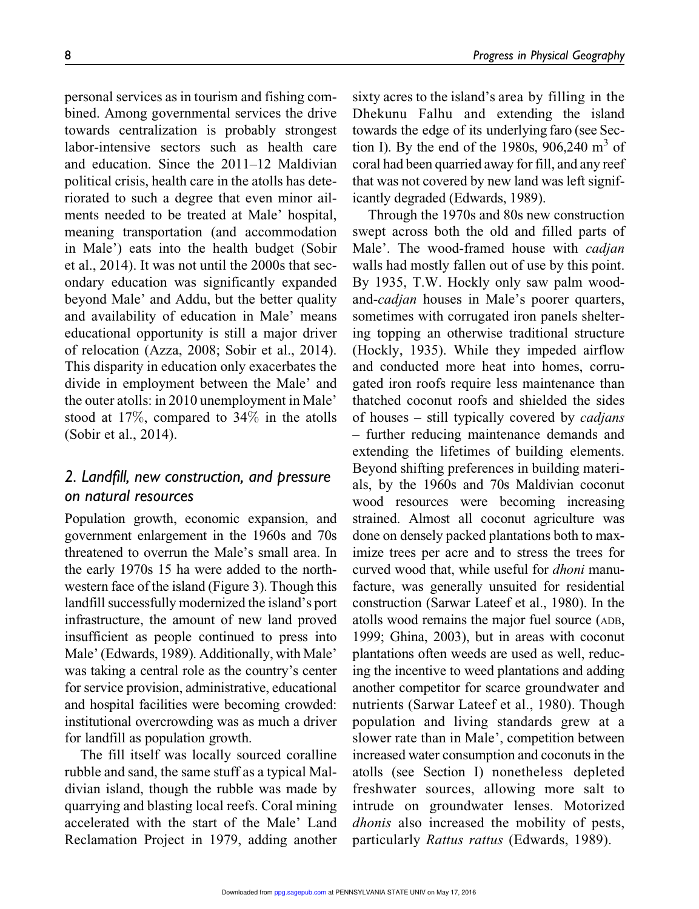personal services as in tourism and fishing combined. Among governmental services the drive towards centralization is probably strongest labor-intensive sectors such as health care and education. Since the 2011–12 Maldivian political crisis, health care in the atolls has deteriorated to such a degree that even minor ailments needed to be treated at Male' hospital, meaning transportation (and accommodation in Male') eats into the health budget (Sobir et al., 2014). It was not until the 2000s that secondary education was significantly expanded beyond Male' and Addu, but the better quality and availability of education in Male' means educational opportunity is still a major driver of relocation (Azza, 2008; Sobir et al., 2014). This disparity in education only exacerbates the divide in employment between the Male' and the outer atolls: in 2010 unemployment in Male' stood at 17%, compared to 34% in the atolls (Sobir et al., 2014).

## *2. Landfill, new construction, and pressure on natural resources*

Population growth, economic expansion, and government enlargement in the 1960s and 70s threatened to overrun the Male's small area. In the early 1970s 15 ha were added to the northwestern face of the island (Figure 3). Though this landfill successfully modernized the island's port infrastructure, the amount of new land proved insufficient as people continued to press into Male' (Edwards, 1989). Additionally, with Male' was taking a central role as the country's center for service provision, administrative, educational and hospital facilities were becoming crowded: institutional overcrowding was as much a driver for landfill as population growth.

The fill itself was locally sourced coralline rubble and sand, the same stuff as a typical Maldivian island, though the rubble was made by quarrying and blasting local reefs. Coral mining accelerated with the start of the Male' Land Reclamation Project in 1979, adding another sixty acres to the island's area by filling in the Dhekunu Falhu and extending the island towards the edge of its underlying faro (see Section I). By the end of the 1980s, 906,240 m$^3$ of coral had been quarried away for fill, and any reef that was not covered by new land was left significantly degraded (Edwards, 1989).

Through the 1970s and 80s new construction swept across both the old and filled parts of Male'. The wood-framed house with *cadjan* walls had mostly fallen out of use by this point. By 1935, T.W. Hockly only saw palm wood-and-*cadjan* houses in Male's poorer quarters, sometimes with corrugated iron panels sheltering topping an otherwise traditional structure (Hockly, 1935). While they impeded airflow and conducted more heat into homes, corrugated iron roofs require less maintenance than thatched coconut roofs and shielded the sides of houses – still typically covered by *cadjans* – further reducing maintenance demands and extending the lifetimes of building elements. Beyond shifting preferences in building materials, by the 1960s and 70s Maldivian coconut wood resources were becoming increasing strained. Almost all coconut agriculture was done on densely packed plantations both to maximize trees per acre and to stress the trees for curved wood that, while useful for *dhoni* manufacture, was generally unsuited for residential construction (Sarwar Lateef et al., 1980). In the atolls wood remains the major fuel source (ADB, 1999; Ghina, 2003), but in areas with coconut plantations often weeds are used as well, reducing the incentive to weed plantations and adding another competitor for scarce groundwater and nutrients (Sarwar Lateef et al., 1980). Though population and living standards grew at a slower rate than in Male', competition between increased water consumption and coconuts in the atolls (see Section I) nonetheless depleted freshwater sources, allowing more salt to intrude on groundwater lenses. Motorized *dhonis* also increased the mobility of pests, particularly *Rattus rattus* (Edwards, 1989).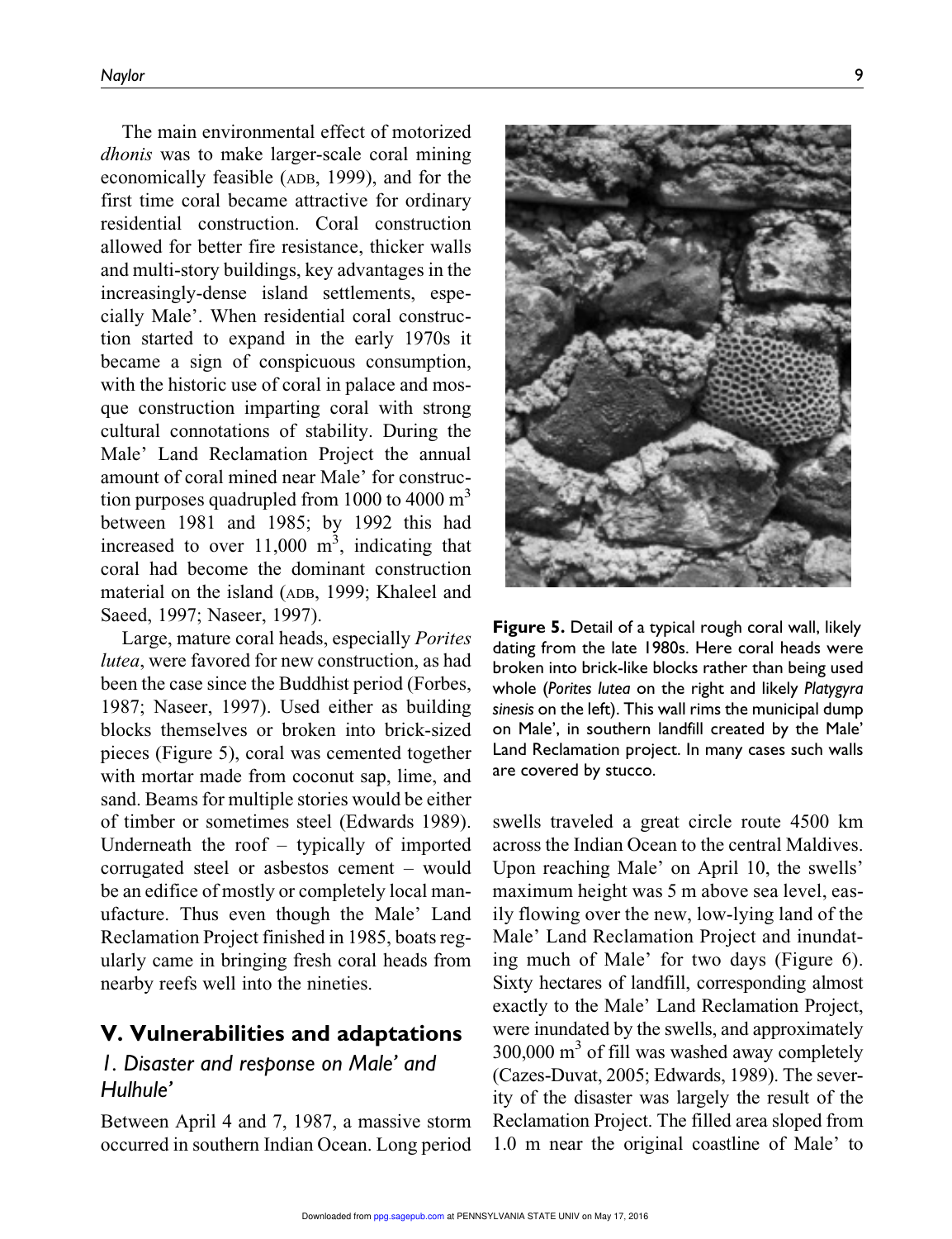The main environmental effect of motorized *dhonis* was to make larger-scale coral mining economically feasible (ADB, 1999), and for the first time coral became attractive for ordinary residential construction. Coral construction allowed for better fire resistance, thicker walls and multi-story buildings, key advantages in the increasingly-dense island settlements, especially Male'. When residential coral construction started to expand in the early 1970s it became a sign of conspicuous consumption, with the historic use of coral in palace and mosque construction imparting coral with strong cultural connotations of stability. During the Male' Land Reclamation Project the annual amount of coral mined near Male' for construction purposes quadrupled from 1000 to 4000 $m^3$ between 1981 and 1985; by 1992 this had increased to over 11,000 $m^3$, indicating that coral had become the dominant construction material on the island (ADB, 1999; Khaleel and Saeed, 1997; Naseer, 1997).

Large, mature coral heads, especially *Porites lutea*, were favored for new construction, as had been the case since the Buddhist period (Forbes, 1987; Naseer, 1997). Used either as building blocks themselves or broken into brick-sized pieces (Figure 5), coral was cemented together with mortar made from coconut sap, lime, and sand. Beams for multiple stories would be either of timber or sometimes steel (Edwards 1989). Underneath the roof – typically of imported corrugated steel or asbestos cement – would be an edifice of mostly or completely local manufacture. Thus even though the Male' Land Reclamation Project finished in 1985, boats regularly came in bringing fresh coral heads from nearby reefs well into the nineties.

**Figure 5.** Detail of a typical rough coral wall, likely dating from the late 1980s. Here coral heads were broken into brick-like blocks rather than being used whole (*Porites lutea* on the right and likely *Platygyra sinesis* on the left). This wall rims the municipal dump on Male', in southern landfill created by the Male' Land Reclamation project. In many cases such walls are covered by stucco.

## V. Vulnerabilities and adaptations

### 1. Disaster and response on Male' and Hulhule'

Between April 4 and 7, 1987, a massive storm occurred in southern Indian Ocean. Long period swells traveled a great circle route 4500 km across the Indian Ocean to the central Maldives. Upon reaching Male' on April 10, the swells' maximum height was 5 m above sea level, easily flowing over the new, low-lying land of the Male' Land Reclamation Project and inundating much of Male' for two days (Figure 6). Sixty hectares of landfill, corresponding almost exactly to the Male' Land Reclamation Project, were inundated by the swells, and approximately 300,000 $m^3$ of fill was washed away completely (Cazes-Duvat, 2005; Edwards, 1989). The severity of the disaster was largely the result of the Reclamation Project. The filled area sloped from 1.0 m near the original coastline of Male' to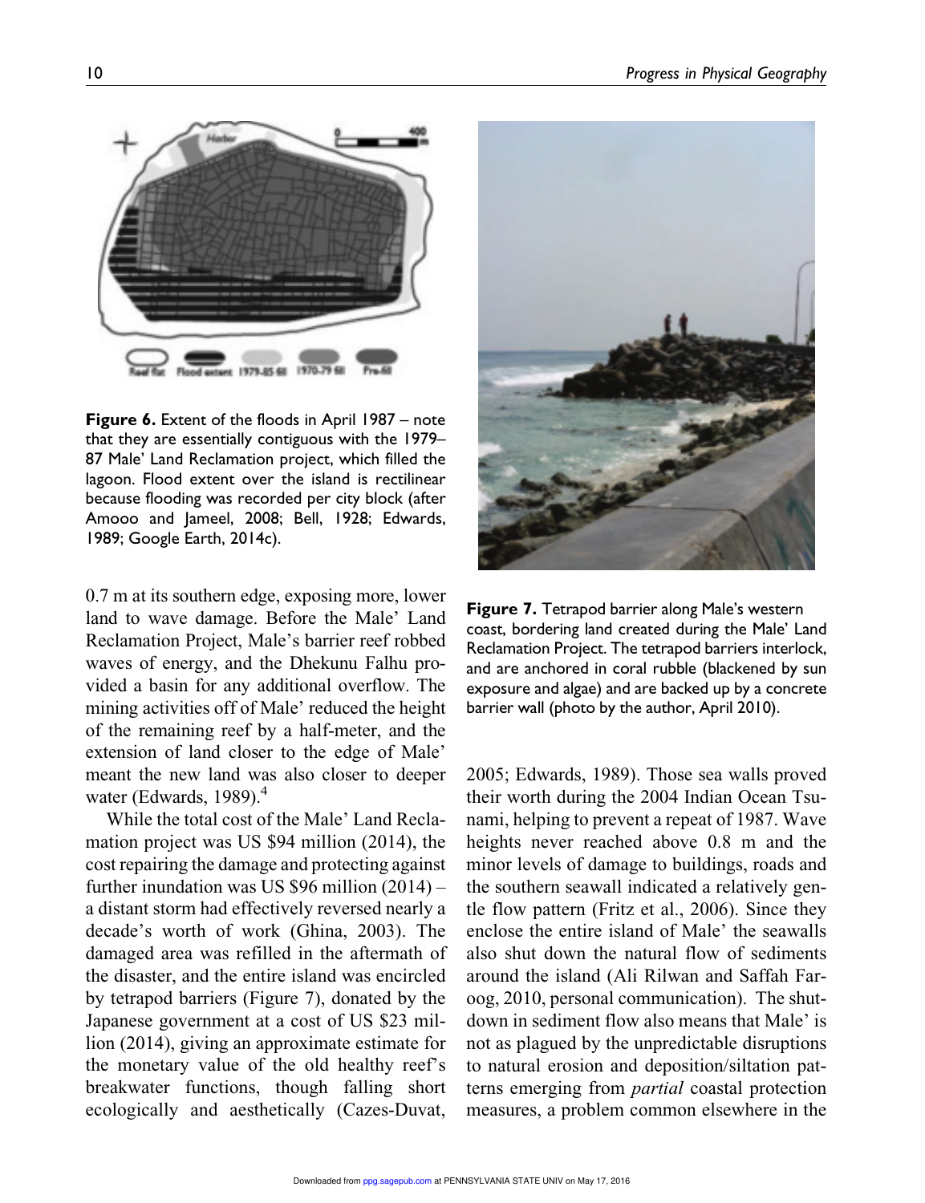Figure 6. Extent of the floods in April 1987 – note that they are essentially contiguous with the 1979–87 Male' Land Reclamation project, which filled the lagoon. Flood extent over the island is rectilinear because flooding was recorded per city block (after Amooo and Jameel, 2008; Bell, 1928; Edwards, 1989; Google Earth, 2014c).

Figure 7. Tetrapod barrier along Male's western coast, bordering land created during the Male' Land Reclamation Project. The tetrapod barriers interlock, and are anchored in coral rubble (blackened by sun exposure and algae) and are backed up by a concrete barrier wall (photo by the author, April 2010).

0.7 m at its southern edge, exposing more, lower land to wave damage. Before the Male' Land Reclamation Project, Male's barrier reef robbed waves of energy, and the Dhekunu Falhu provided a basin for any additional overflow. The mining activities off of Male' reduced the height of the remaining reef by a half-meter, and the extension of land closer to the edge of Male' meant the new land was also closer to deeper water (Edwards, 1989).[4]

While the total cost of the Male' Land Reclamation project was US $94 million (2014), the cost repairing the damage and protecting against further inundation was US $96 million (2014) – a distant storm had effectively reversed nearly a decade's worth of work (Ghina, 2003). The damaged area was refilled in the aftermath of the disaster, and the entire island was encircled by tetrapod barriers (Figure 7), donated by the Japanese government at a cost of US $23 million (2014), giving an approximate estimate for the monetary value of the old healthy reef's breakwater functions, though falling short ecologically and aesthetically (Cazes-Duvat, 2005; Edwards, 1989). Those sea walls proved their worth during the 2004 Indian Ocean Tsunami, helping to prevent a repeat of 1987. Wave heights never reached above 0.8 m and the minor levels of damage to buildings, roads and the southern seawall indicated a relatively gentle flow pattern (Fritz et al., 2006). Since they enclose the entire island of Male' the seawalls also shut down the natural flow of sediments around the island (Ali Rilwan and Saffah Faroog, 2010, personal communication). The shutdown in sediment flow also means that Male' is not as plagued by the unpredictable disruptions to natural erosion and deposition/siltation patterns emerging from *partial* coastal protection measures, a problem common elsewhere in the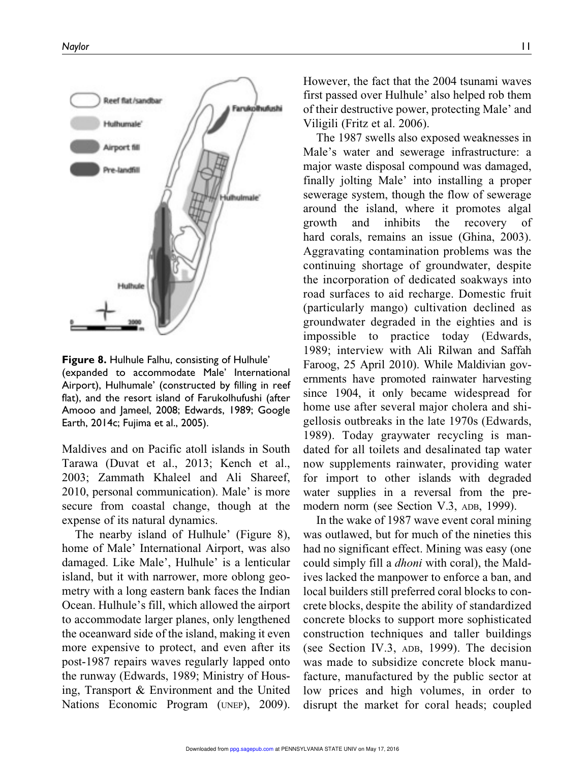**Figure 8.** Hulhule Falhu, consisting of Hulhule' (expanded to accommodate Male' International Airport), Hulhumale' (constructed by filling in reef flat), and the resort island of Farukolhufushi (after Amooo and Jameel, 2008; Edwards, 1989; Google Earth, 2014c; Fujima et al., 2005).

Maldives and on Pacific atoll islands in South Tarawa (Duvat et al., 2013; Kench et al., 2003; Zammath Khaleel and Ali Shareef, 2010, personal communication). Male' is more secure from coastal change, though at the expense of its natural dynamics.

The nearby island of Hulhule' (Figure 8), home of Male' International Airport, was also damaged. Like Male', Hulhule' is a lenticular island, but it with narrower, more oblong geometry with a long eastern bank faces the Indian Ocean. Hulhule's fill, which allowed the airport to accommodate larger planes, only lengthened the oceanward side of the island, making it even more expensive to protect, and even after its post-1987 repairs waves regularly lapped onto the runway (Edwards, 1989; Ministry of Housing, Transport & Environment and the United Nations Economic Program (UNEP), 2009). However, the fact that the 2004 tsunami waves first passed over Hulhule' also helped rob them of their destructive power, protecting Male' and Viligili (Fritz et al. 2006).

The 1987 swells also exposed weaknesses in Male's water and sewerage infrastructure: a major waste disposal compound was damaged, finally jolting Male' into installing a proper sewerage system, though the flow of sewerage around the island, where it promotes algal growth and inhibits the recovery of hard corals, remains an issue (Ghina, 2003). Aggravating contamination problems was the continuing shortage of groundwater, despite the incorporation of dedicated soakways into road surfaces to aid recharge. Domestic fruit (particularly mango) cultivation declined as groundwater degraded in the eighties and is impossible to practice today (Edwards, 1989; interview with Ali Rilwan and Saffah Faroog, 25 April 2010). While Maldivian governments have promoted rainwater harvesting since 1904, it only became widespread for home use after several major cholera and shigellosis outbreaks in the late 1970s (Edwards, 1989). Today graywater recycling is mandated for all toilets and desalinated tap water now supplements rainwater, providing water for import to other islands with degraded water supplies in a reversal from the premodern norm (see Section V.3, ADB, 1999).

In the wake of 1987 wave event coral mining was outlawed, but for much of the nineties this had no significant effect. Mining was easy (one could simply fill a *dhoni* with coral), the Maldives lacked the manpower to enforce a ban, and local builders still preferred coral blocks to concrete blocks, despite the ability of standardized concrete blocks to support more sophisticated construction techniques and taller buildings (see Section IV.3, ADB, 1999). The decision was made to subsidize concrete block manufacture, manufactured by the public sector at low prices and high volumes, in order to disrupt the market for coral heads; coupled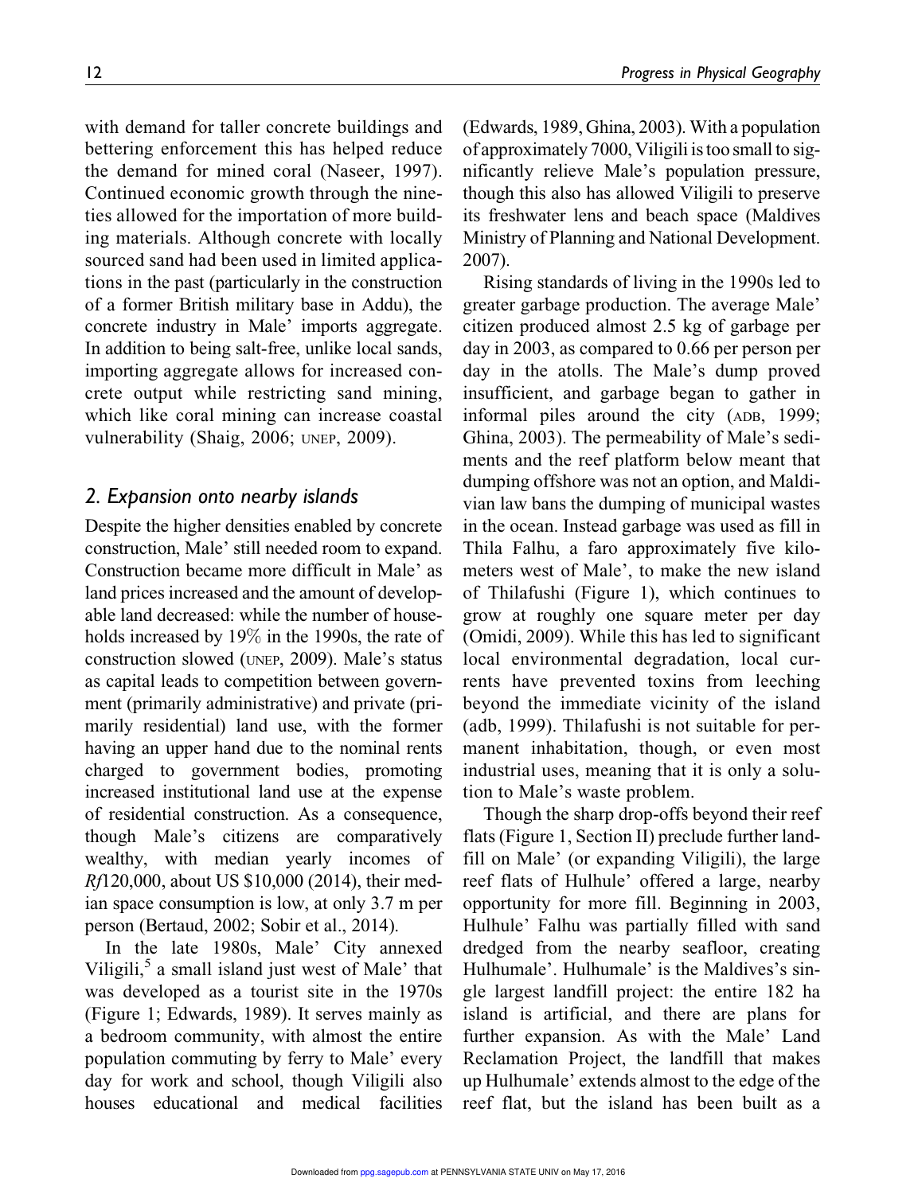with demand for taller concrete buildings and bettering enforcement this has helped reduce the demand for mined coral (Naseer, 1997). Continued economic growth through the nineties allowed for the importation of more building materials. Although concrete with locally sourced sand had been used in limited applications in the past (particularly in the construction of a former British military base in Addu), the concrete industry in Male' imports aggregate. In addition to being salt-free, unlike local sands, importing aggregate allows for increased concrete output while restricting sand mining, which like coral mining can increase coastal vulnerability (Shaig, 2006; UNEP, 2009).

## 2. Expansion onto nearby islands

Despite the higher densities enabled by concrete construction, Male' still needed room to expand. Construction became more difficult in Male' as land prices increased and the amount of developable land decreased: while the number of households increased by 19% in the 1990s, the rate of construction slowed (UNEP, 2009). Male's status as capital leads to competition between government (primarily administrative) and private (primarily residential) land use, with the former having an upper hand due to the nominal rents charged to government bodies, promoting increased institutional land use at the expense of residential construction. As a consequence, though Male's citizens are comparatively wealthy, with median yearly incomes of *Rf*120,000, about US $10,000 (2014), their median space consumption is low, at only 3.7 m per person (Bertaud, 2002; Sobir et al., 2014).

In the late 1980s, Male' City annexed Viligili,[5] a small island just west of Male' that was developed as a tourist site in the 1970s (Figure 1; Edwards, 1989). It serves mainly as a bedroom community, with almost the entire population commuting by ferry to Male' every day for work and school, though Viligili also houses educational and medical facilities (Edwards, 1989, Ghina, 2003). With a population of approximately 7000, Viligili is too small to significantly relieve Male's population pressure, though this also has allowed Viligili to preserve its freshwater lens and beach space (Maldives Ministry of Planning and National Development. 2007).

Rising standards of living in the 1990s led to greater garbage production. The average Male' citizen produced almost 2.5 kg of garbage per day in 2003, as compared to 0.66 per person per day in the atolls. The Male's dump proved insufficient, and garbage began to gather in informal piles around the city (ADB, 1999; Ghina, 2003). The permeability of Male's sediments and the reef platform below meant that dumping offshore was not an option, and Maldivian law bans the dumping of municipal wastes in the ocean. Instead garbage was used as fill in Thila Falhu, a faro approximately five kilometers west of Male', to make the new island of Thilafushi (Figure 1), which continues to grow at roughly one square meter per day (Omidi, 2009). While this has led to significant local environmental degradation, local currents have prevented toxins from leeching beyond the immediate vicinity of the island (adb, 1999). Thilafushi is not suitable for permanent inhabitation, though, or even most industrial uses, meaning that it is only a solution to Male's waste problem.

Though the sharp drop-offs beyond their reef flats (Figure 1, Section II) preclude further landfill on Male' (or expanding Viligili), the large reef flats of Hulhule' offered a large, nearby opportunity for more fill. Beginning in 2003, Hulhule' Falhu was partially filled with sand dredged from the nearby seafloor, creating Hulhumale'. Hulhumale' is the Maldives's single largest landfill project: the entire 182 ha island is artificial, and there are plans for further expansion. As with the Male' Land Reclamation Project, the landfill that makes up Hulhumale' extends almost to the edge of the reef flat, but the island has been built as a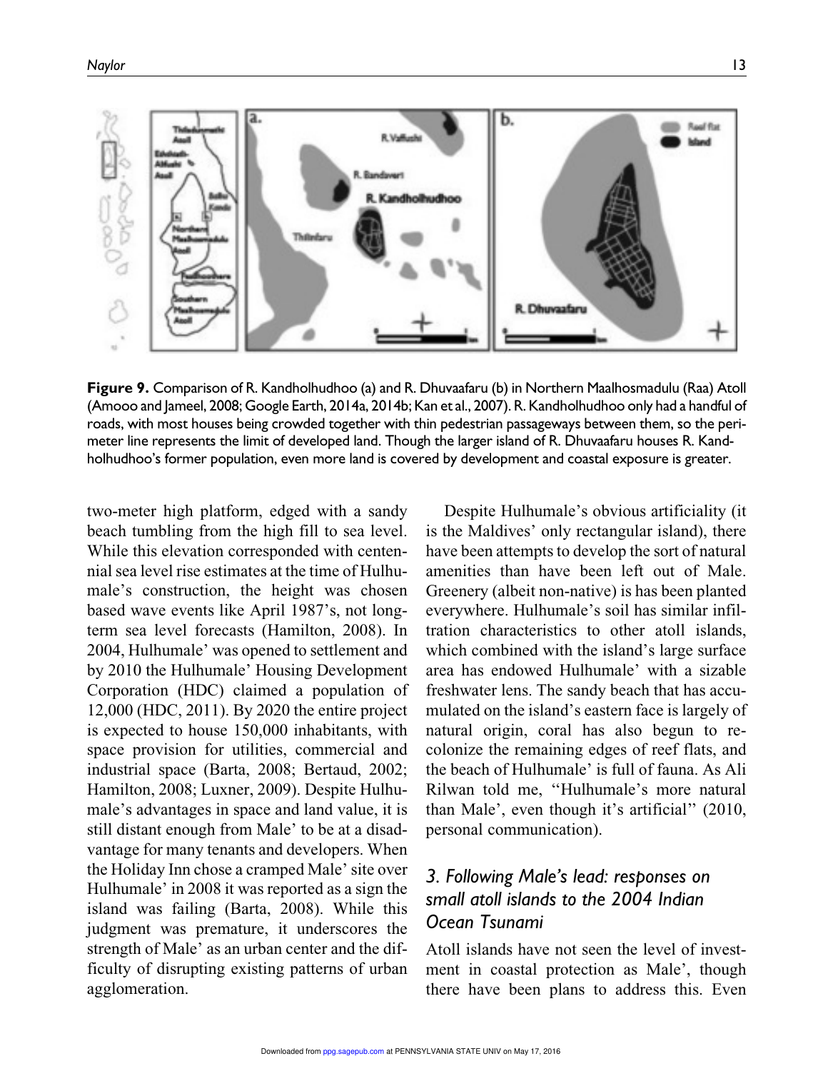**Figure 9.** Comparison of R. Kandholhudhoo (a) and R. Dhuvaafaru (b) in Northern Maalhosmadulu (Raa) Atoll (Amooo and Jameel, 2008; Google Earth, 2014a, 2014b; Kan et al., 2007). R. Kandholhudhoo only had a handful of roads, with most houses being crowded together with thin pedestrian passageways between them, so the perimeter line represents the limit of developed land. Though the larger island of R. Dhuvaafaru houses R. Kandholhudhoo's former population, even more land is covered by development and coastal exposure is greater.

two-meter high platform, edged with a sandy beach tumbling from the high fill to sea level. While this elevation corresponded with centennial sea level rise estimates at the time of Hulhumale's construction, the height was chosen based wave events like April 1987's, not long-term sea level forecasts (Hamilton, 2008). In 2004, Hulhumale' was opened to settlement and by 2010 the Hulhumale' Housing Development Corporation (HDC) claimed a population of 12,000 (HDC, 2011). By 2020 the entire project is expected to house 150,000 inhabitants, with space provision for utilities, commercial and industrial space (Barta, 2008; Bertaud, 2002; Hamilton, 2008; Luxner, 2009). Despite Hulhumale's advantages in space and land value, it is still distant enough from Male' to be at a disadvantage for many tenants and developers. When the Holiday Inn chose a cramped Male' site over Hulhumale' in 2008 it was reported as a sign the island was failing (Barta, 2008). While this judgment was premature, it underscores the strength of Male' as an urban center and the difficulty of disrupting existing patterns of urban agglomeration.

Despite Hulhumale's obvious artificiality (it is the Maldives' only rectangular island), there have been attempts to develop the sort of natural amenities than have been left out of Male. Greenery (albeit non-native) is has been planted everywhere. Hulhumale's soil has similar infiltration characteristics to other atoll islands, which combined with the island's large surface area has endowed Hulhumale' with a sizable freshwater lens. The sandy beach that has accumulated on the island's eastern face is largely of natural origin, coral has also begun to re-colonize the remaining edges of reef flats, and the beach of Hulhumale' is full of fauna. As Ali Rilwan told me, "Hulhumale's more natural than Male', even though it's artificial" (2010, personal communication).

## 3. Following Male's lead: responses on small atoll islands to the 2004 Indian Ocean Tsunami

Atoll islands have not seen the level of investment in coastal protection as Male', though there have been plans to address this. Even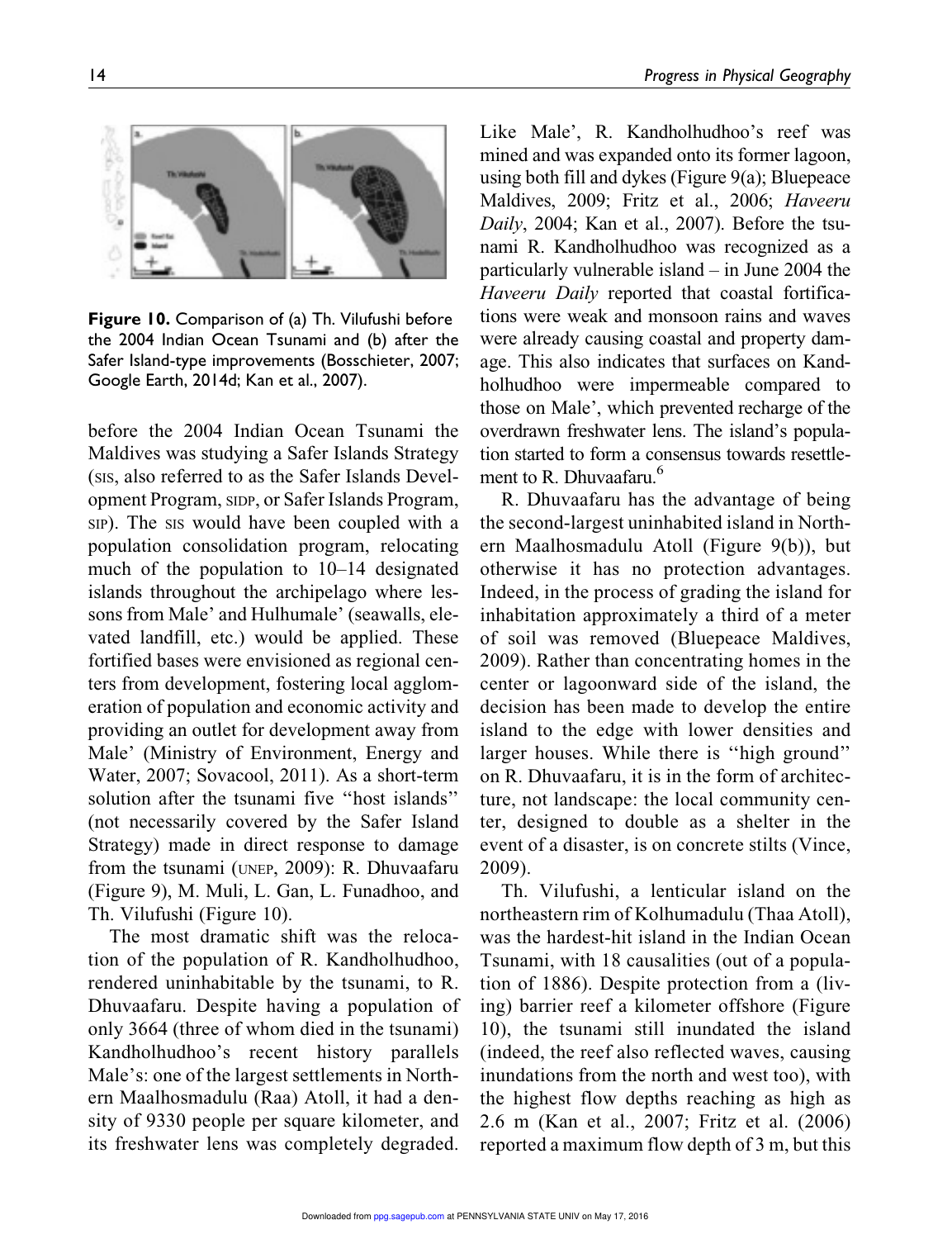Figure 10. Comparison of (a) Th. Vilufushi before the 2004 Indian Ocean Tsunami and (b) after the Safer Island-type improvements (Bosschieter, 2007; Google Earth, 2014d; Kan et al., 2007).

before the 2004 Indian Ocean Tsunami the Maldives was studying a Safer Islands Strategy (SIS, also referred to as the Safer Islands Development Program, SIDP, or Safer Islands Program, SIP). The SIS would have been coupled with a population consolidation program, relocating much of the population to 10–14 designated islands throughout the archipelago where lessons from Male' and Hulhumale' (seawalls, elevated landfill, etc.) would be applied. These fortified bases were envisioned as regional centers from development, fostering local agglomeration of population and economic activity and providing an outlet for development away from Male' (Ministry of Environment, Energy and Water, 2007; Sovacool, 2011). As a short-term solution after the tsunami five ''host islands'' (not necessarily covered by the Safer Island Strategy) made in direct response to damage from the tsunami (UNEP, 2009): R. Dhuvaafaru (Figure 9), M. Muli, L. Gan, L. Funadhoo, and Th. Vilufushi (Figure 10).

The most dramatic shift was the relocation of the population of R. Kandholhudhoo, rendered uninhabitable by the tsunami, to R. Dhuvaafaru. Despite having a population of only 3664 (three of whom died in the tsunami) Kandholhudhoo's recent history parallels Male's: one of the largest settlements in Northern Maalhosmadulu (Raa) Atoll, it had a density of 9330 people per square kilometer, and its freshwater lens was completely degraded. Like Male', R. Kandholhudhoo's reef was mined and was expanded onto its former lagoon, using both fill and dykes (Figure 9(a); Bluepeace Maldives, 2009; Fritz et al., 2006; *Haveeru Daily*, 2004; Kan et al., 2007). Before the tsunami R. Kandholhudhoo was recognized as a particularly vulnerable island – in June 2004 the *Haveeru Daily* reported that coastal fortifications were weak and monsoon rains and waves were already causing coastal and property damage. This also indicates that surfaces on Kandholhudhoo were impermeable compared to those on Male', which prevented recharge of the overdrawn freshwater lens. The island's population started to form a consensus towards resettlement to R. Dhuvaafaru.[6]

R. Dhuvaafaru has the advantage of being the second-largest uninhabited island in Northern Maalhosmadulu Atoll (Figure 9(b)), but otherwise it has no protection advantages. Indeed, in the process of grading the island for inhabitation approximately a third of a meter of soil was removed (Bluepeace Maldives, 2009). Rather than concentrating homes in the center or lagoonward side of the island, the decision has been made to develop the entire island to the edge with lower densities and larger houses. While there is ''high ground'' on R. Dhuvaafaru, it is in the form of architecture, not landscape: the local community center, designed to double as a shelter in the event of a disaster, is on concrete stilts (Vince, 2009).

Th. Vilufushi, a lenticular island on the northeastern rim of Kolhumadulu (Thaa Atoll), was the hardest-hit island in the Indian Ocean Tsunami, with 18 causalities (out of a population of 1886). Despite protection from a (living) barrier reef a kilometer offshore (Figure 10), the tsunami still inundated the island (indeed, the reef also reflected waves, causing inundations from the north and west too), with the highest flow depths reaching as high as 2.6 m (Kan et al., 2007; Fritz et al. (2006) reported a maximum flow depth of 3 m, but this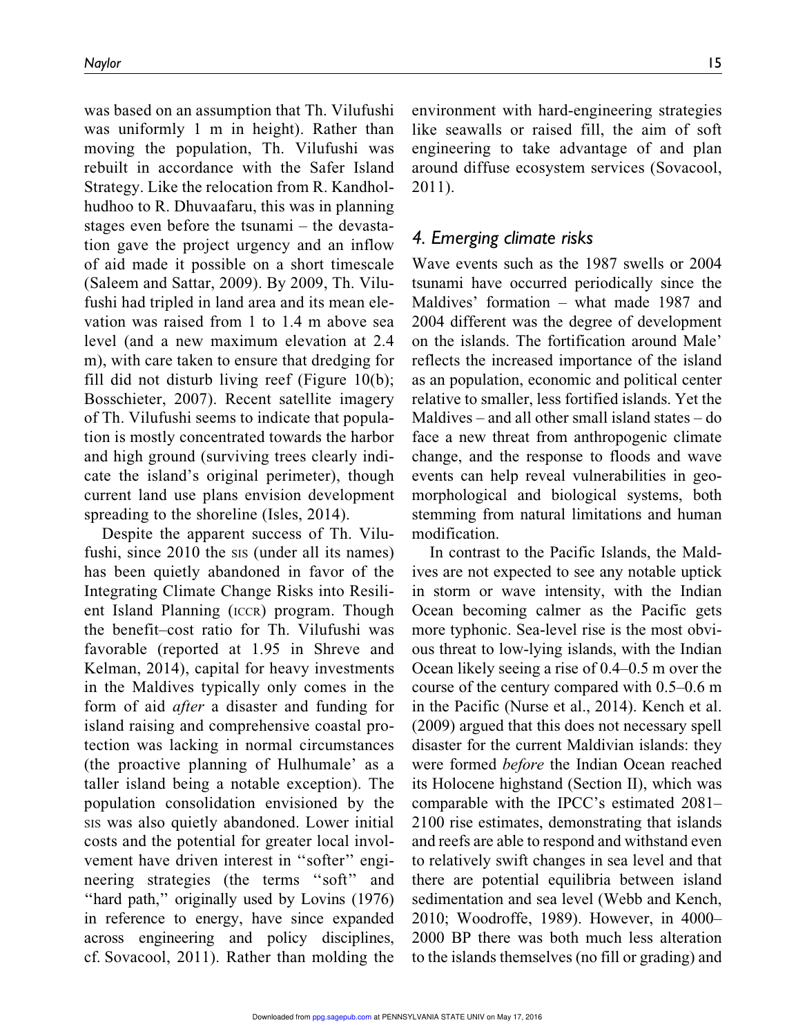was based on an assumption that Th. Vilufushi was uniformly 1 m in height). Rather than moving the population, Th. Vilufushi was rebuilt in accordance with the Safer Island Strategy. Like the relocation from R. Kandholhudhoo to R. Dhuvaafaru, this was in planning stages even before the tsunami – the devastation gave the project urgency and an inflow of aid made it possible on a short timescale (Saleem and Sattar, 2009). By 2009, Th. Vilufushi had tripled in land area and its mean elevation was raised from 1 to 1.4 m above sea level (and a new maximum elevation at 2.4 m), with care taken to ensure that dredging for fill did not disturb living reef (Figure 10(b); Bosschieter, 2007). Recent satellite imagery of Th. Vilufushi seems to indicate that population is mostly concentrated towards the harbor and high ground (surviving trees clearly indicate the island's original perimeter), though current land use plans envision development spreading to the shoreline (Isles, 2014).

Despite the apparent success of Th. Vilufushi, since 2010 the SIS (under all its names) has been quietly abandoned in favor of the Integrating Climate Change Risks into Resilient Island Planning (ICCR) program. Though the benefit–cost ratio for Th. Vilufushi was favorable (reported at 1.95 in Shreve and Kelman, 2014), capital for heavy investments in the Maldives typically only comes in the form of aid *after* a disaster and funding for island raising and comprehensive coastal protection was lacking in normal circumstances (the proactive planning of Hulhumale' as a taller island being a notable exception). The population consolidation envisioned by the SIS was also quietly abandoned. Lower initial costs and the potential for greater local involvement have driven interest in "softer" engineering strategies (the terms "soft" and "hard path," originally used by Lovins (1976) in reference to energy, have since expanded across engineering and policy disciplines, cf. Sovacool, 2011). Rather than molding the environment with hard-engineering strategies like seawalls or raised fill, the aim of soft engineering to take advantage of and plan around diffuse ecosystem services (Sovacool, 2011).

## 4. Emerging climate risks

Wave events such as the 1987 swells or 2004 tsunami have occurred periodically since the Maldives' formation – what made 1987 and 2004 different was the degree of development on the islands. The fortification around Male' reflects the increased importance of the island as an population, economic and political center relative to smaller, less fortified islands. Yet the Maldives – and all other small island states – do face a new threat from anthropogenic climate change, and the response to floods and wave events can help reveal vulnerabilities in geomorphological and biological systems, both stemming from natural limitations and human modification.

In contrast to the Pacific Islands, the Maldives are not expected to see any notable uptick in storm or wave intensity, with the Indian Ocean becoming calmer as the Pacific gets more typhonic. Sea-level rise is the most obvious threat to low-lying islands, with the Indian Ocean likely seeing a rise of 0.4–0.5 m over the course of the century compared with 0.5–0.6 m in the Pacific (Nurse et al., 2014). Kench et al. (2009) argued that this does not necessary spell disaster for the current Maldivian islands: they were formed *before* the Indian Ocean reached its Holocene highstand (Section II), which was comparable with the IPCC's estimated 2081–2100 rise estimates, demonstrating that islands and reefs are able to respond and withstand even to relatively swift changes in sea level and that there are potential equilibria between island sedimentation and sea level (Webb and Kench, 2010; Woodroffe, 1989). However, in 4000–2000 BP there was both much less alteration to the islands themselves (no fill or grading) and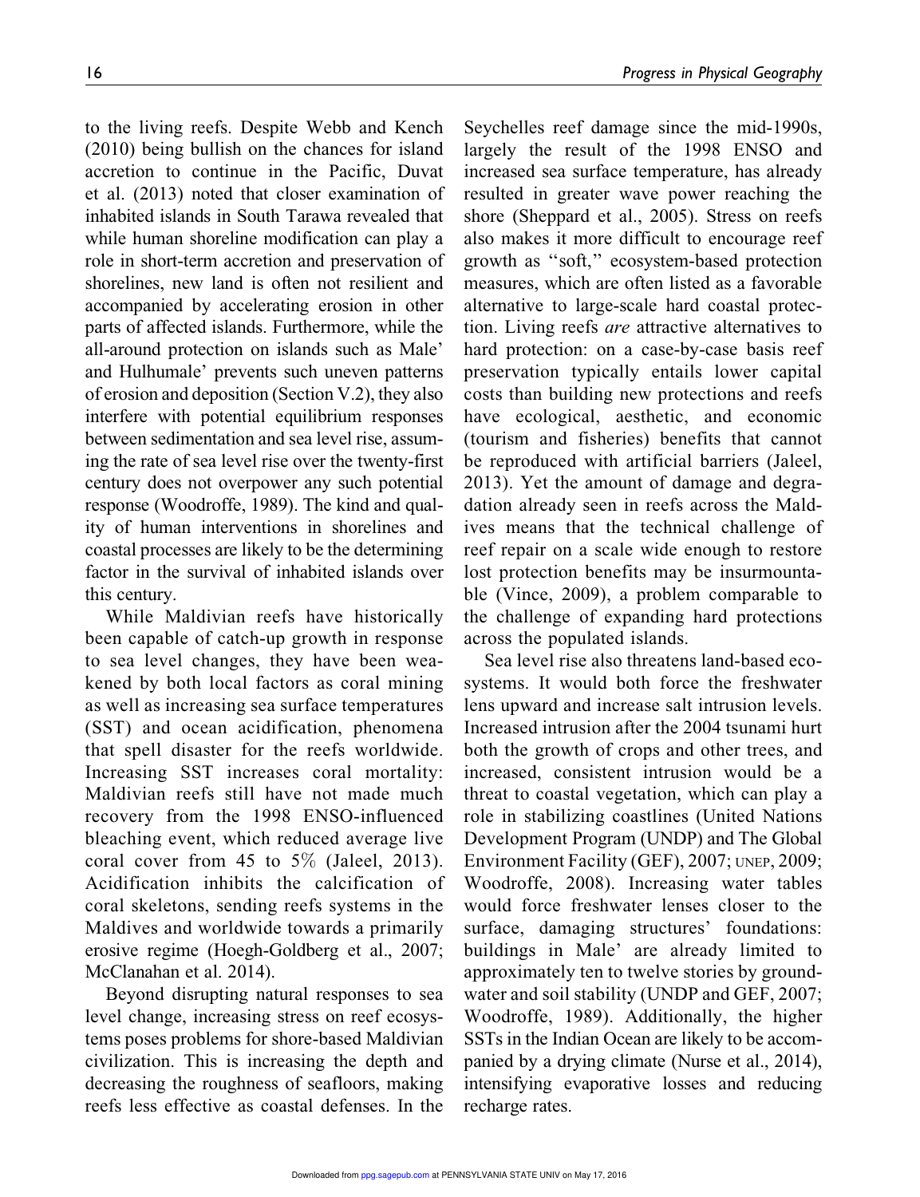to the living reefs. Despite Webb and Kench (2010) being bullish on the chances for island accretion to continue in the Pacific, Duvat et al. (2013) noted that closer examination of inhabited islands in South Tarawa revealed that while human shoreline modification can play a role in short-term accretion and preservation of shorelines, new land is often not resilient and accompanied by accelerating erosion in other parts of affected islands. Furthermore, while the all-around protection on islands such as Male' and Hulhumale' prevents such uneven patterns of erosion and deposition (Section V.2), they also interfere with potential equilibrium responses between sedimentation and sea level rise, assuming the rate of sea level rise over the twenty-first century does not overpower any such potential response (Woodroffe, 1989). The kind and quality of human interventions in shorelines and coastal processes are likely to be the determining factor in the survival of inhabited islands over this century.

While Maldivian reefs have historically been capable of catch-up growth in response to sea level changes, they have been weakened by both local factors as coral mining as well as increasing sea surface temperatures (SST) and ocean acidification, phenomena that spell disaster for the reefs worldwide. Increasing SST increases coral mortality: Maldivian reefs still have not made much recovery from the 1998 ENSO-influenced bleaching event, which reduced average live coral cover from 45 to 5% (Jaleel, 2013). Acidification inhibits the calcification of coral skeletons, sending reefs systems in the Maldives and worldwide towards a primarily erosive regime (Hoegh-Goldberg et al., 2007; McClanahan et al. 2014).

Beyond disrupting natural responses to sea level change, increasing stress on reef ecosystems poses problems for shore-based Maldivian civilization. This is increasing the depth and decreasing the roughness of seafloors, making reefs less effective as coastal defenses. In the Seychelles reef damage since the mid-1990s, largely the result of the 1998 ENSO and increased sea surface temperature, has already resulted in greater wave power reaching the shore (Sheppard et al., 2005). Stress on reefs also makes it more difficult to encourage reef growth as ''soft,'' ecosystem-based protection measures, which are often listed as a favorable alternative to large-scale hard coastal protection. Living reefs *are* attractive alternatives to hard protection: on a case-by-case basis reef preservation typically entails lower capital costs than building new protections and reefs have ecological, aesthetic, and economic (tourism and fisheries) benefits that cannot be reproduced with artificial barriers (Jaleel, 2013). Yet the amount of damage and degradation already seen in reefs across the Maldives means that the technical challenge of reef repair on a scale wide enough to restore lost protection benefits may be insurmountable (Vince, 2009), a problem comparable to the challenge of expanding hard protections across the populated islands.

Sea level rise also threatens land-based ecosystems. It would both force the freshwater lens upward and increase salt intrusion levels. Increased intrusion after the 2004 tsunami hurt both the growth of crops and other trees, and increased, consistent intrusion would be a threat to coastal vegetation, which can play a role in stabilizing coastlines (United Nations Development Program (UNDP) and The Global Environment Facility (GEF), 2007; UNEP, 2009; Woodroffe, 2008). Increasing water tables would force freshwater lenses closer to the surface, damaging structures' foundations: buildings in Male' are already limited to approximately ten to twelve stories by groundwater and soil stability (UNDP and GEF, 2007; Woodroffe, 1989). Additionally, the higher SSTs in the Indian Ocean are likely to be accompanied by a drying climate (Nurse et al., 2014), intensifying evaporative losses and reducing recharge rates.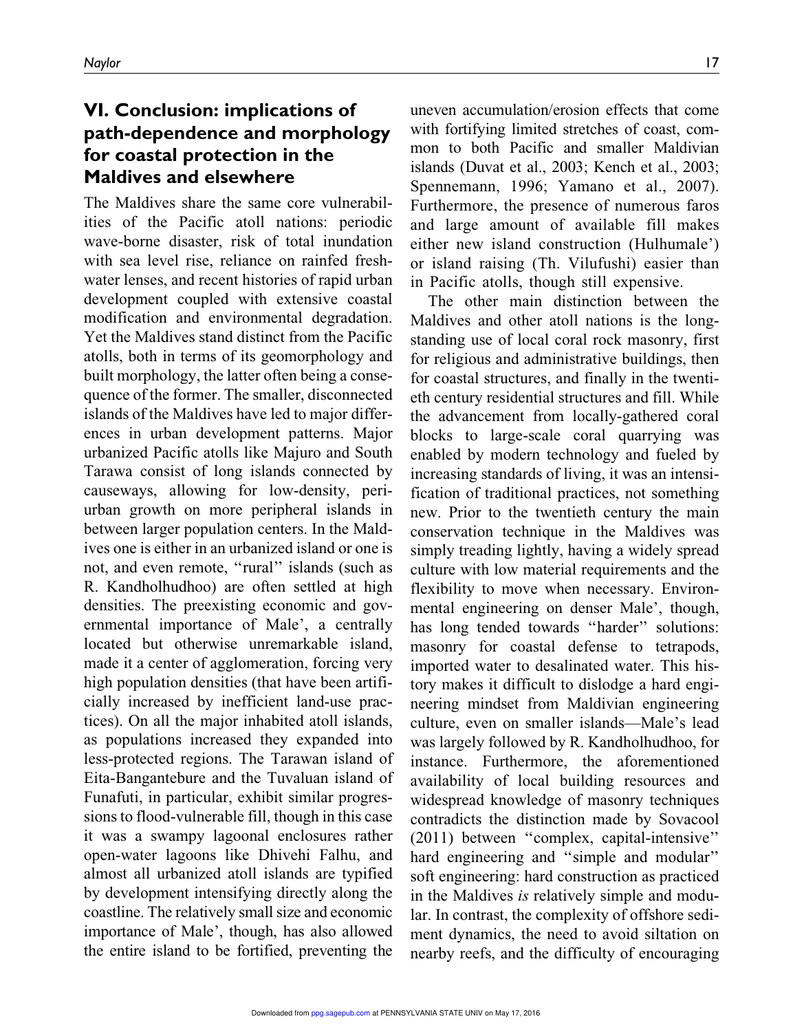## VI. Conclusion: implications of path-dependence and morphology for coastal protection in the Maldives and elsewhere

The Maldives share the same core vulnerabilities of the Pacific atoll nations: periodic wave-borne disaster, risk of total inundation with sea level rise, reliance on rainfed freshwater lenses, and recent histories of rapid urban development coupled with extensive coastal modification and environmental degradation. Yet the Maldives stand distinct from the Pacific atolls, both in terms of its geomorphology and built morphology, the latter often being a consequence of the former. The smaller, disconnected islands of the Maldives have led to major differences in urban development patterns. Major urbanized Pacific atolls like Majuro and South Tarawa consist of long islands connected by causeways, allowing for low-density, peri-urban growth on more peripheral islands in between larger population centers. In the Maldives one is either in an urbanized island or one is not, and even remote, ''rural'' islands (such as R. Kandholhudhoo) are often settled at high densities. The preexisting economic and governmental importance of Male', a centrally located but otherwise unremarkable island, made it a center of agglomeration, forcing very high population densities (that have been artificially increased by inefficient land-use practices). On all the major inhabited atoll islands, as populations increased they expanded into less-protected regions. The Tarawan island of Eita-Bangantebure and the Tuvaluan island of Funafuti, in particular, exhibit similar progressions to flood-vulnerable fill, though in this case it was a swampy lagoonal enclosures rather open-water lagoons like Dhivehi Falhu, and almost all urbanized atoll islands are typified by development intensifying directly along the coastline. The relatively small size and economic importance of Male', though, has also allowed the entire island to be fortified, preventing the uneven accumulation/erosion effects that come with fortifying limited stretches of coast, common to both Pacific and smaller Maldivian islands (Duvat et al., 2003; Kench et al., 2003; Spennemann, 1996; Yamano et al., 2007). Furthermore, the presence of numerous faros and large amount of available fill makes either new island construction (Hulhumale') or island raising (Th. Vilufushi) easier than in Pacific atolls, though still expensive.

The other main distinction between the Maldives and other atoll nations is the long-standing use of local coral rock masonry, first for religious and administrative buildings, then for coastal structures, and finally in the twentieth century residential structures and fill. While the advancement from locally-gathered coral blocks to large-scale coral quarrying was enabled by modern technology and fueled by increasing standards of living, it was an intensification of traditional practices, not something new. Prior to the twentieth century the main conservation technique in the Maldives was simply treading lightly, having a widely spread culture with low material requirements and the flexibility to move when necessary. Environmental engineering on denser Male', though, has long tended towards ''harder'' solutions: masonry for coastal defense to tetrapods, imported water to desalinated water. This history makes it difficult to dislodge a hard engineering mindset from Maldivian engineering culture, even on smaller islands—Male's lead was largely followed by R. Kandholhudhoo, for instance. Furthermore, the aforementioned availability of local building resources and widespread knowledge of masonry techniques contradicts the distinction made by Sovacool (2011) between ''complex, capital-intensive'' hard engineering and ''simple and modular'' soft engineering: hard construction as practiced in the Maldives *is* relatively simple and modular. In contrast, the complexity of offshore sediment dynamics, the need to avoid siltation on nearby reefs, and the difficulty of encouraging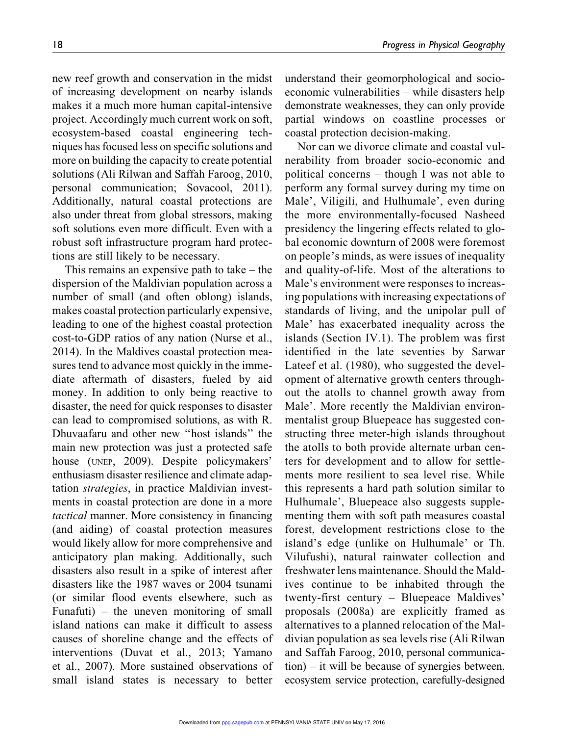new reef growth and conservation in the midst of increasing development on nearby islands makes it a much more human capital-intensive project. Accordingly much current work on soft, ecosystem-based coastal engineering techniques has focused less on specific solutions and more on building the capacity to create potential solutions (Ali Rilwan and Saffah Faroog, 2010, personal communication; Sovacool, 2011). Additionally, natural coastal protections are also under threat from global stressors, making soft solutions even more difficult. Even with a robust soft infrastructure program hard protections are still likely to be necessary.

This remains an expensive path to take – the dispersion of the Maldivian population across a number of small (and often oblong) islands, makes coastal protection particularly expensive, leading to one of the highest coastal protection cost-to-GDP ratios of any nation (Nurse et al., 2014). In the Maldives coastal protection measures tend to advance most quickly in the immediate aftermath of disasters, fueled by aid money. In addition to only being reactive to disaster, the need for quick responses to disaster can lead to compromised solutions, as with R. Dhuvaafaru and other new "host islands" the main new protection was just a protected safe house (UNEP, 2009). Despite policymakers' enthusiasm disaster resilience and climate adaptation *strategies*, in practice Maldivian investments in coastal protection are done in a more *tactical* manner. More consistency in financing (and aiding) of coastal protection measures would likely allow for more comprehensive and anticipatory plan making. Additionally, such disasters also result in a spike of interest after disasters like the 1987 waves or 2004 tsunami (or similar flood events elsewhere, such as Funafuti) – the uneven monitoring of small island nations can make it difficult to assess causes of shoreline change and the effects of interventions (Duvat et al., 2013; Yamano et al., 2007). More sustained observations of small island states is necessary to better understand their geomorphological and socio-economic vulnerabilities – while disasters help demonstrate weaknesses, they can only provide partial windows on coastline processes or coastal protection decision-making.

Nor can we divorce climate and coastal vulnerability from broader socio-economic and political concerns – though I was not able to perform any formal survey during my time on Male', Viligili, and Hulhumale', even during the more environmentally-focused Nasheed presidency the lingering effects related to global economic downturn of 2008 were foremost on people's minds, as were issues of inequality and quality-of-life. Most of the alterations to Male's environment were responses to increasing populations with increasing expectations of standards of living, and the unipolar pull of Male' has exacerbated inequality across the islands (Section IV.1). The problem was first identified in the late seventies by Sarwar Lateef et al. (1980), who suggested the development of alternative growth centers throughout the atolls to channel growth away from Male'. More recently the Maldivian environmentalist group Bluepeace has suggested constructing three meter-high islands throughout the atolls to both provide alternate urban centers for development and to allow for settlements more resilient to sea level rise. While this represents a hard path solution similar to Hulhumale', Bluepeace also suggests supplementing them with soft path measures coastal forest, development restrictions close to the island's edge (unlike on Hulhumale' or Th. Vilufushi), natural rainwater collection and freshwater lens maintenance. Should the Maldives continue to be inhabited through the twenty-first century – Bluepeace Maldives' proposals (2008a) are explicitly framed as alternatives to a planned relocation of the Maldivian population as sea levels rise (Ali Rilwan and Saffah Faroog, 2010, personal communication) – it will be because of synergies between, ecosystem service protection, carefully-designed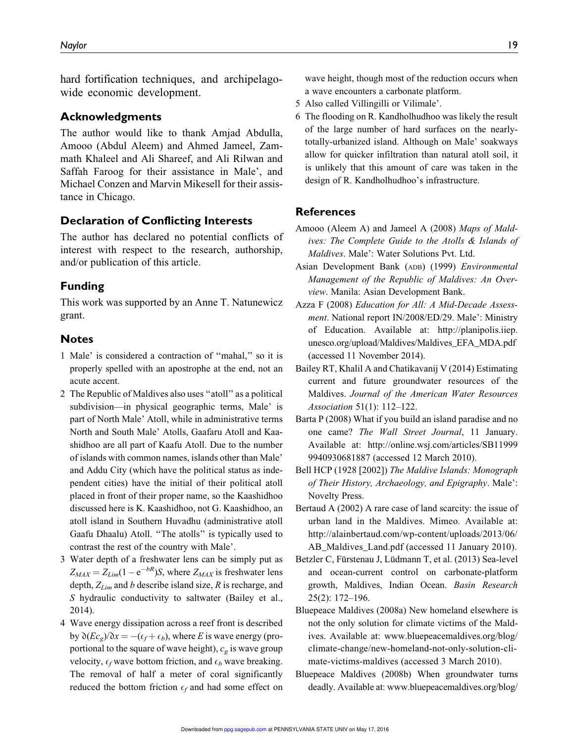hard fortification techniques, and archipelago-wide economic development.

## Acknowledgments

The author would like to thank Amjad Abdulla, Amooo (Abdul Aleem) and Ahmed Jameel, Zammath Khaleel and Ali Shareef, and Ali Rilwan and Saffah Faroog for their assistance in Male', and Michael Conzen and Marvin Mikesell for their assistance in Chicago.

## Declaration of Conflicting Interests

The author has declared no potential conflicts of interest with respect to the research, authorship, and/or publication of this article.

## Funding

This work was supported by an Anne T. Natunewicz grant.

## Notes

1 Male' is considered a contraction of ''mahal,'' so it is properly spelled with an apostrophe at the end, not an acute accent.

2 The Republic of Maldives also uses ''atoll'' as a political subdivision—in physical geographic terms, Male' is part of North Male' Atoll, while in administrative terms North and South Male' Atolls, Gaafaru Atoll and Kaashidhoo are all part of Kaafu Atoll. Due to the number of islands with common names, islands other than Male' and Addu City (which have the political status as independent cities) have the initial of their political atoll placed in front of their proper name, so the Kaashidhoo discussed here is K. Kaashidhoo, not G. Kaashidhoo, an atoll island in Southern Huvadhu (administrative atoll Gaafu Dhaalu) Atoll. ''The atolls'' is typically used to contrast the rest of the country with Male'.

3 Water depth of a freshwater lens can be simply put as $Z_{MAX} = Z_{Lim}(1 - e^{-bR})S$, where $Z_{MAX}$ is freshwater lens depth, $Z_{Lim}$ and $b$ describe island size, $R$ is recharge, and $S$ hydraulic conductivity to saltwater (Bailey et al., 2014).

4 Wave energy dissipation across a reef front is described by $\partial(Ec_g)/\partial x = -(\epsilon_f + \epsilon_b)$, where $E$ is wave energy (proportional to the square of wave height), $c_g$ is wave group velocity, $\epsilon_f$ wave bottom friction, and $\epsilon_b$ wave breaking. The removal of half a meter of coral significantly reduced the bottom friction $\epsilon_f$ and had some effect on wave height, though most of the reduction occurs when a wave encounters a carbonate platform.

5 Also called Villingilli or Vilimale'.

6 The flooding on R. Kandholhudhoo was likely the result of the large number of hard surfaces on the nearly-totally-urbanized island. Although on Male' soakways allow for quicker infiltration than natural atoll soil, it is unlikely that this amount of care was taken in the design of R. Kandholhudhoo's infrastructure.

## References

Amooo (Aleem A) and Jameel A (2008) *Maps of Maldives: The Complete Guide to the Atolls & Islands of Maldives*. Male': Water Solutions Pvt. Ltd.

Asian Development Bank (ADB) (1999) *Environmental Management of the Republic of Maldives: An Overview*. Manila: Asian Development Bank.

Azza F (2008) *Education for All: A Mid-Decade Assessment*. National report IN/2008/ED/29. Male': Ministry of Education. Available at: http://planipolis.iiep.unesco.org/upload/Maldives/Maldives_EFA_MDA.pdf (accessed 11 November 2014).

Bailey RT, Khalil A and Chatikavanij V (2014) Estimating current and future groundwater resources of the Maldives. *Journal of the American Water Resources Association* 51(1): 112–122.

Barta P (2008) What if you build an island paradise and no one came? *The Wall Street Journal*, 11 January. Available at: http://online.wsj.com/articles/SB119999940930681887 (accessed 12 March 2010).

Bell HCP (1928 [2002]) *The Maldive Islands: Monograph of Their History, Archaeology, and Epigraphy*. Male': Novelty Press.

Bertaud A (2002) A rare case of land scarcity: the issue of urban land in the Maldives. Mimeo. Available at: http://alainbertaud.com/wp-content/uploads/2013/06/AB_Maldives_Land.pdf (accessed 11 January 2010).

Betzler C, Fürstenau J, Lüdmann T, et al. (2013) Sea-level and ocean-current control on carbonate-platform growth, Maldives, Indian Ocean. *Basin Research* 25(2): 172–196.

Bluepeace Maldives (2008a) New homeland elsewhere is not the only solution for climate victims of the Maldives. Available at: www.bluepeacemaldives.org/blog/climate-change/new-homeland-not-only-solution-climate-victims-maldives (accessed 3 March 2010).

Bluepeace Maldives (2008b) When groundwater turns deadly. Available at: www.bluepeacemaldives.org/blog/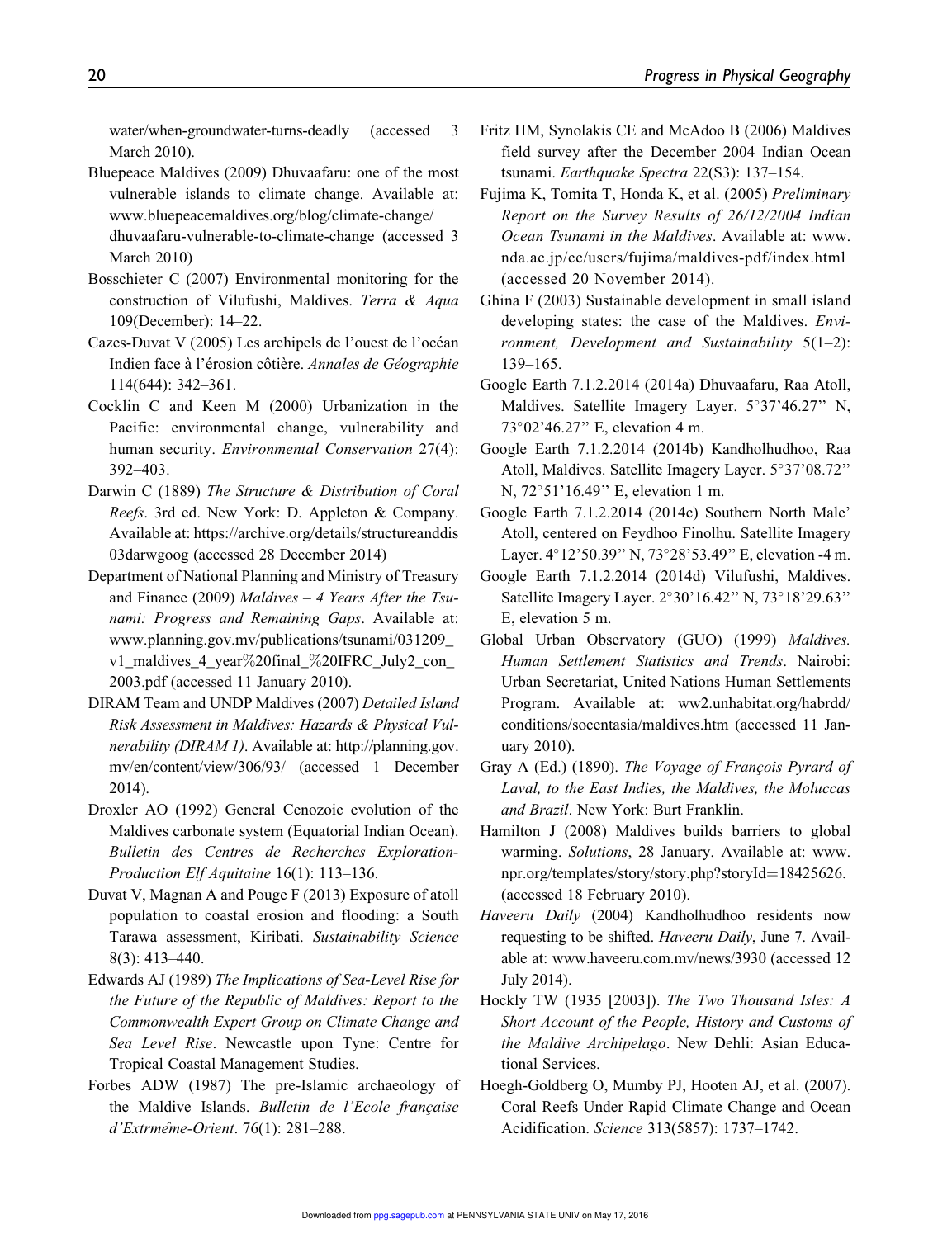water/when-groundwater-turns-deadly (accessed 3 March 2010).

Bluepeace Maldives (2009) Dhuvaafaru: one of the most vulnerable islands to climate change. Available at: www.bluepeacemaldives.org/blog/climate-change/dhuvaafaru-vulnerable-to-climate-change (accessed 3 March 2010)

Bosschieter C (2007) Environmental monitoring for the construction of Vilufushi, Maldives. *Terra & Aqua* 109(December): 14–22.

Cazes-Duvat V (2005) Les archipels de l'ouest de l'océan Indien face à l'érosion côtière. *Annales de Géographie* 114(644): 342–361.

Cocklin C and Keen M (2000) Urbanization in the Pacific: environmental change, vulnerability and human security. *Environmental Conservation* 27(4): 392–403.

Darwin C (1889) *The Structure & Distribution of Coral Reefs*. 3rd ed. New York: D. Appleton & Company. Available at: https://archive.org/details/structureanddis03darwgoog (accessed 28 December 2014)

Department of National Planning and Ministry of Treasury and Finance (2009) *Maldives – 4 Years After the Tsunami: Progress and Remaining Gaps*. Available at: www.planning.gov.mv/publications/tsunami/031209_v1_maldives_4_year%20final_%20IFRC_July2_con_2003.pdf (accessed 11 January 2010).

DIRAM Team and UNDP Maldives (2007) *Detailed Island Risk Assessment in Maldives: Hazards & Physical Vulnerability (DIRAM 1)*. Available at: http://planning.gov.mv/en/content/view/306/93/ (accessed 1 December 2014).

Droxler AO (1992) General Cenozoic evolution of the Maldives carbonate system (Equatorial Indian Ocean). *Bulletin des Centres de Recherches Exploration-Production Elf Aquitaine* 16(1): 113–136.

Duvat V, Magnan A and Pouge F (2013) Exposure of atoll population to coastal erosion and flooding: a South Tarawa assessment, Kiribati. *Sustainability Science* 8(3): 413–440.

Edwards AJ (1989) *The Implications of Sea-Level Rise for the Future of the Republic of Maldives: Report to the Commonwealth Expert Group on Climate Change and Sea Level Rise*. Newcastle upon Tyne: Centre for Tropical Coastal Management Studies.

Forbes ADW (1987) The pre-Islamic archaeology of the Maldive Islands. *Bulletin de l'Ecole française d'Extrmême-Orient*. 76(1): 281–288.

Fritz HM, Synolakis CE and McAdoo B (2006) Maldives field survey after the December 2004 Indian Ocean tsunami. *Earthquake Spectra* 22(S3): 137–154.

Fujima K, Tomita T, Honda K, et al. (2005) *Preliminary Report on the Survey Results of 26/12/2004 Indian Ocean Tsunami in the Maldives*. Available at: www.nda.ac.jp/cc/users/fujima/maldives-pdf/index.html (accessed 20 November 2014).

Ghina F (2003) Sustainable development in small island developing states: the case of the Maldives. *Environment, Development and Sustainability* 5(1–2): 139–165.

Google Earth 7.1.2.2014 (2014a) Dhuvaafaru, Raa Atoll, Maldives. Satellite Imagery Layer. 5°37'46.27" N, 73°02'46.27" E, elevation 4 m.

Google Earth 7.1.2.2014 (2014b) Kandholhudhoo, Raa Atoll, Maldives. Satellite Imagery Layer. 5°37'08.72" N, 72°51'16.49" E, elevation 1 m.

Google Earth 7.1.2.2014 (2014c) Southern North Male' Atoll, centered on Feydhoo Finolhu. Satellite Imagery Layer. 4°12'50.39" N, 73°28'53.49" E, elevation -4 m.

Google Earth 7.1.2.2014 (2014d) Vilufushi, Maldives. Satellite Imagery Layer. 2°30'16.42" N, 73°18'29.63" E, elevation 5 m.

Global Urban Observatory (GUO) (1999) *Maldives. Human Settlement Statistics and Trends*. Nairobi: Urban Secretariat, United Nations Human Settlements Program. Available at: ww2.unhabitat.org/habrdd/conditions/socentasia/maldives.htm (accessed 11 January 2010).

Gray A (Ed.) (1890). *The Voyage of François Pyrard of Laval, to the East Indies, the Maldives, the Moluccas and Brazil*. New York: Burt Franklin.

Hamilton J (2008) Maldives builds barriers to global warming. *Solutions*, 28 January. Available at: www.npr.org/templates/story/story.php?storyId=18425626. (accessed 18 February 2010).

*Haveeru Daily* (2004) Kandholhudhoo residents now requesting to be shifted. *Haveeru Daily*, June 7. Available at: www.haveeru.com.mv/news/3930 (accessed 12 July 2014).

Hockly TW (1935 [2003]). *The Two Thousand Isles: A Short Account of the People, History and Customs of the Maldive Archipelago*. New Dehli: Asian Educational Services.

Hoegh-Goldberg O, Mumby PJ, Hooten AJ, et al. (2007). Coral Reefs Under Rapid Climate Change and Ocean Acidification. *Science* 313(5857): 1737–1742.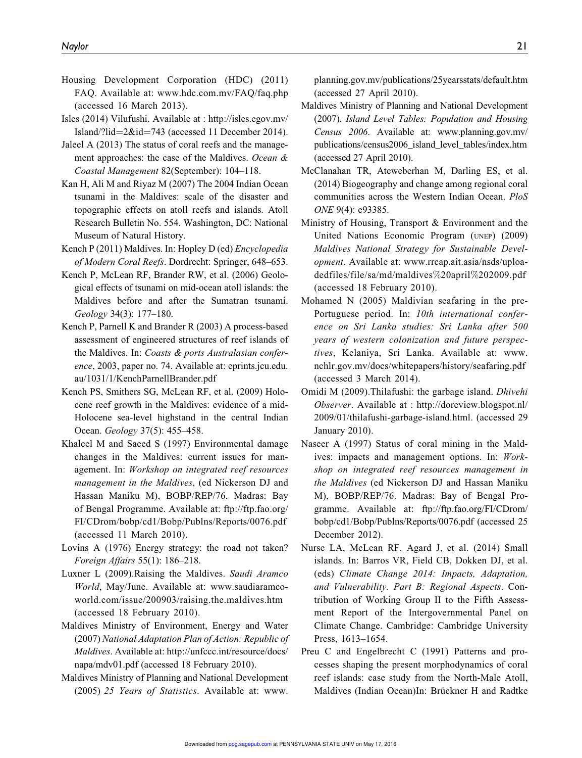Housing Development Corporation (HDC) (2011) FAQ. Available at: www.hdc.com.mv/FAQ/faq.php (accessed 16 March 2013).

Isles (2014) Vilufushi. Available at : http://isles.egov.mv/Island/?lid=2&id=743 (accessed 11 December 2014).

Jaleel A (2013) The status of coral reefs and the management approaches: the case of the Maldives. *Ocean & Coastal Management* 82(September): 104–118.

Kan H, Ali M and Riyaz M (2007) The 2004 Indian Ocean tsunami in the Maldives: scale of the disaster and topographic effects on atoll reefs and islands. Atoll Research Bulletin No. 554. Washington, DC: National Museum of Natural History.

Kench P (2011) Maldives. In: Hopley D (ed) *Encyclopedia of Modern Coral Reefs*. Dordrecht: Springer, 648–653.

Kench P, McLean RF, Brander RW, et al. (2006) Geological effects of tsunami on mid-ocean atoll islands: the Maldives before and after the Sumatran tsunami. *Geology* 34(3): 177–180.

Kench P, Parnell K and Brander R (2003) A process-based assessment of engineered structures of reef islands of the Maldives. In: *Coasts & ports Australasian conference*, 2003, paper no. 74. Available at: eprints.jcu.edu.au/1031/1/KenchParnellBrander.pdf

Kench PS, Smithers SG, McLean RF, et al. (2009) Holocene reef growth in the Maldives: evidence of a mid-Holocene sea-level highstand in the central Indian Ocean. *Geology* 37(5): 455–458.

Khaleel M and Saeed S (1997) Environmental damage changes in the Maldives: current issues for management. In: *Workshop on integrated reef resources management in the Maldives*, (ed Nickerson DJ and Hassan Maniku M), BOBP/REP/76. Madras: Bay of Bengal Programme. Available at: ftp://ftp.fao.org/FI/CDrom/bobp/cd1/Bobp/Publns/Reports/0076.pdf (accessed 11 March 2010).

Lovins A (1976) Energy strategy: the road not taken? *Foreign Affairs* 55(1): 186–218.

Luxner L (2009).Raising the Maldives. *Saudi Aramco World*, May/June. Available at: www.saudiaramcoworld.com/issue/200903/raising.the.maldives.htm (accessed 18 February 2010).

Maldives Ministry of Environment, Energy and Water (2007) *National Adaptation Plan of Action: Republic of Maldives*. Available at: http://unfccc.int/resource/docs/napa/mdv01.pdf (accessed 18 February 2010).

Maldives Ministry of Planning and National Development (2005) *25 Years of Statistics*. Available at: www.planning.gov.mv/publications/25yearsstats/default.htm (accessed 27 April 2010).

Maldives Ministry of Planning and National Development (2007). *Island Level Tables: Population and Housing Census 2006*. Available at: www.planning.gov.mv/publications/census2006_island_level_tables/index.htm (accessed 27 April 2010).

McClanahan TR, Ateweberhan M, Darling ES, et al. (2014) Biogeography and change among regional coral communities across the Western Indian Ocean. *PloS ONE* 9(4): e93385.

Ministry of Housing, Transport & Environment and the United Nations Economic Program (UNEP) (2009) *Maldives National Strategy for Sustainable Development*. Available at: www.rrcap.ait.asia/nsds/uploadedfiles/file/sa/md/maldives%20april%202009.pdf (accessed 18 February 2010).

Mohamed N (2005) Maldivian seafaring in the pre-Portuguese period. In: *10th international conference on Sri Lanka studies: Sri Lanka after 500 years of western colonization and future perspectives*, Kelaniya, Sri Lanka. Available at: www.nchlr.gov.mv/docs/whitepapers/history/seafaring.pdf (accessed 3 March 2014).

Omidi M (2009).Thilafushi: the garbage island. *Dhivehi Observer*. Available at : http://doreview.blogspot.nl/2009/01/thilafushi-garbage-island.html. (accessed 29 January 2010).

Naseer A (1997) Status of coral mining in the Maldives: impacts and management options. In: *Workshop on integrated reef resources management in the Maldives* (ed Nickerson DJ and Hassan Maniku M), BOBP/REP/76. Madras: Bay of Bengal Programme. Available at: ftp://ftp.fao.org/FI/CDrom/bobp/cd1/Bobp/Publns/Reports/0076.pdf (accessed 25 December 2012).

Nurse LA, McLean RF, Agard J, et al. (2014) Small islands. In: Barros VR, Field CB, Dokken DJ, et al. (eds) *Climate Change 2014: Impacts, Adaptation, and Vulnerability. Part B: Regional Aspects*. Contribution of Working Group II to the Fifth Assessment Report of the Intergovernmental Panel on Climate Change. Cambridge: Cambridge University Press, 1613–1654.

Preu C and Engelbrecht C (1991) Patterns and processes shaping the present morphodynamics of coral reef islands: case study from the North-Male Atoll, Maldives (Indian Ocean)In: Brückner H and Radtke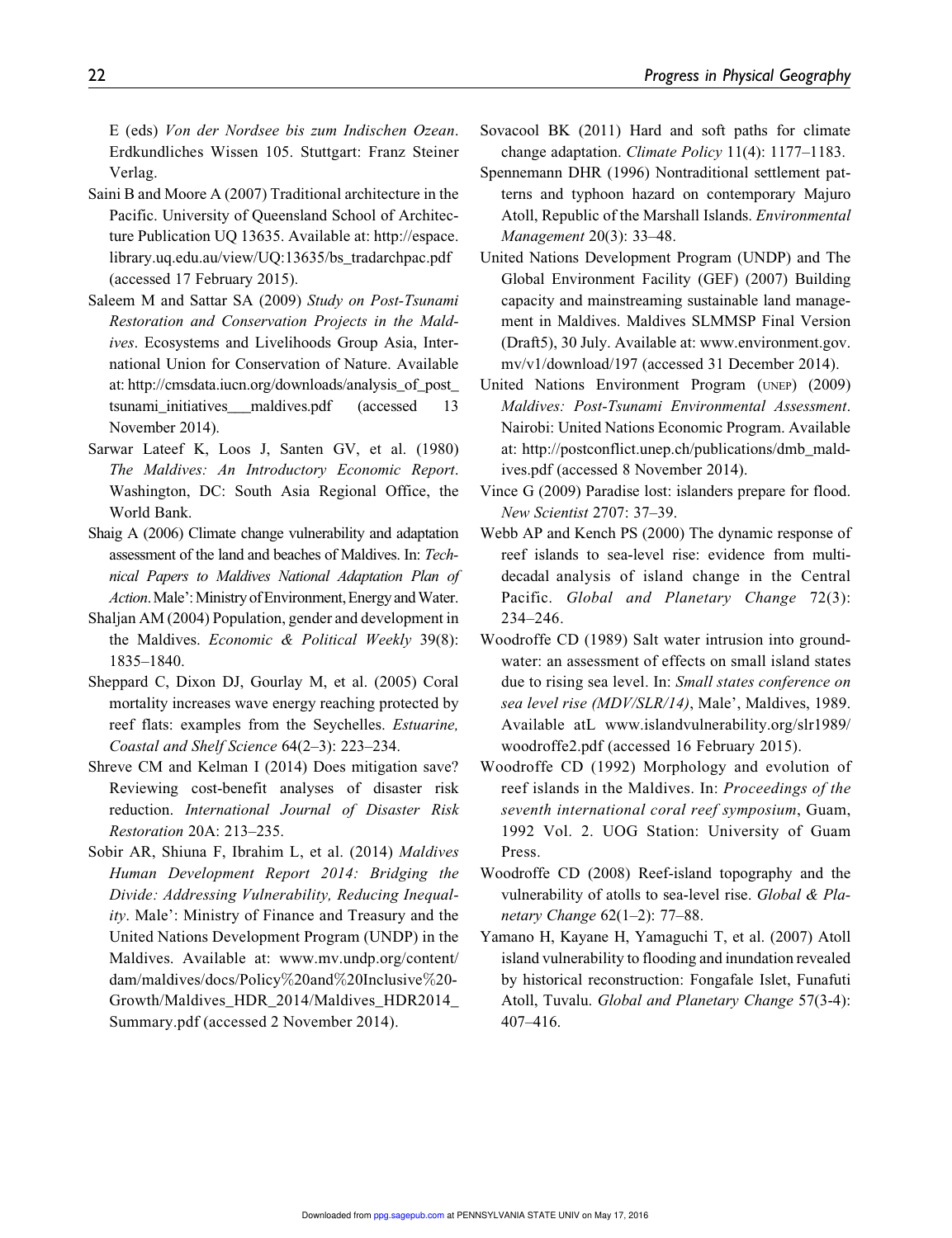E (eds) *Von der Nordsee bis zum Indischen Ozean*. Erdkundliches Wissen 105. Stuttgart: Franz Steiner Verlag.

Saini B and Moore A (2007) Traditional architecture in the Pacific. University of Queensland School of Architecture Publication UQ 13635. Available at: http://espace.library.uq.edu.au/view/UQ:13635/bs_tradarchpac.pdf (accessed 17 February 2015).

Saleem M and Sattar SA (2009) *Study on Post-Tsunami Restoration and Conservation Projects in the Maldives*. Ecosystems and Livelihoods Group Asia, International Union for Conservation of Nature. Available at: http://cmsdata.iucn.org/downloads/analysis_of_post_tsunami_initiatives___maldives.pdf (accessed 13 November 2014).

Sarwar Lateef K, Loos J, Santen GV, et al. (1980) *The Maldives: An Introductory Economic Report*. Washington, DC: South Asia Regional Office, the World Bank.

Shaig A (2006) Climate change vulnerability and adaptation assessment of the land and beaches of Maldives. In: *Technical Papers to Maldives National Adaptation Plan of Action*. Male': Ministry of Environment, Energy and Water.

Shaljan AM (2004) Population, gender and development in the Maldives. *Economic & Political Weekly* 39(8): 1835–1840.

Sheppard C, Dixon DJ, Gourlay M, et al. (2005) Coral mortality increases wave energy reaching protected by reef flats: examples from the Seychelles. *Estuarine, Coastal and Shelf Science* 64(2–3): 223–234.

Shreve CM and Kelman I (2014) Does mitigation save? Reviewing cost-benefit analyses of disaster risk reduction. *International Journal of Disaster Risk Restoration* 20A: 213–235.

Sobir AR, Shiuna F, Ibrahim L, et al. (2014) *Maldives Human Development Report 2014: Bridging the Divide: Addressing Vulnerability, Reducing Inequality*. Male': Ministry of Finance and Treasury and the United Nations Development Program (UNDP) in the Maldives. Available at: www.mv.undp.org/content/dam/maldives/docs/Policy%20and%20Inclusive%20-Growth/Maldives_HDR_2014/Maldives_HDR2014_Summary.pdf (accessed 2 November 2014).

Sovacool BK (2011) Hard and soft paths for climate change adaptation. *Climate Policy* 11(4): 1177–1183.

Spennemann DHR (1996) Nontraditional settlement patterns and typhoon hazard on contemporary Majuro Atoll, Republic of the Marshall Islands. *Environmental Management* 20(3): 33–48.

United Nations Development Program (UNDP) and The Global Environment Facility (GEF) (2007) Building capacity and mainstreaming sustainable land management in Maldives. Maldives SLMMSP Final Version (Draft5), 30 July. Available at: www.environment.gov.mv/v1/download/197 (accessed 31 December 2014).

United Nations Environment Program (UNEP) (2009) *Maldives: Post-Tsunami Environmental Assessment*. Nairobi: United Nations Economic Program. Available at: http://postconflict.unep.ch/publications/dmb_maldives.pdf (accessed 8 November 2014).

Vince G (2009) Paradise lost: islanders prepare for flood. *New Scientist* 2707: 37–39.

Webb AP and Kench PS (2000) The dynamic response of reef islands to sea-level rise: evidence from multi-decadal analysis of island change in the Central Pacific. *Global and Planetary Change* 72(3): 234–246.

Woodroffe CD (1989) Salt water intrusion into groundwater: an assessment of effects on small island states due to rising sea level. In: *Small states conference on sea level rise (MDV/SLR/14)*, Male', Maldives, 1989. Available atL www.islandvulnerability.org/slr1989/woodroffe2.pdf (accessed 16 February 2015).

Woodroffe CD (1992) Morphology and evolution of reef islands in the Maldives. In: *Proceedings of the seventh international coral reef symposium*, Guam, 1992 Vol. 2. UOG Station: University of Guam Press.

Woodroffe CD (2008) Reef-island topography and the vulnerability of atolls to sea-level rise. *Global & Planetary Change* 62(1–2): 77–88.

Yamano H, Kayane H, Yamaguchi T, et al. (2007) Atoll island vulnerability to flooding and inundation revealed by historical reconstruction: Fongafale Islet, Funafuti Atoll, Tuvalu. *Global and Planetary Change* 57(3-4): 407–416.